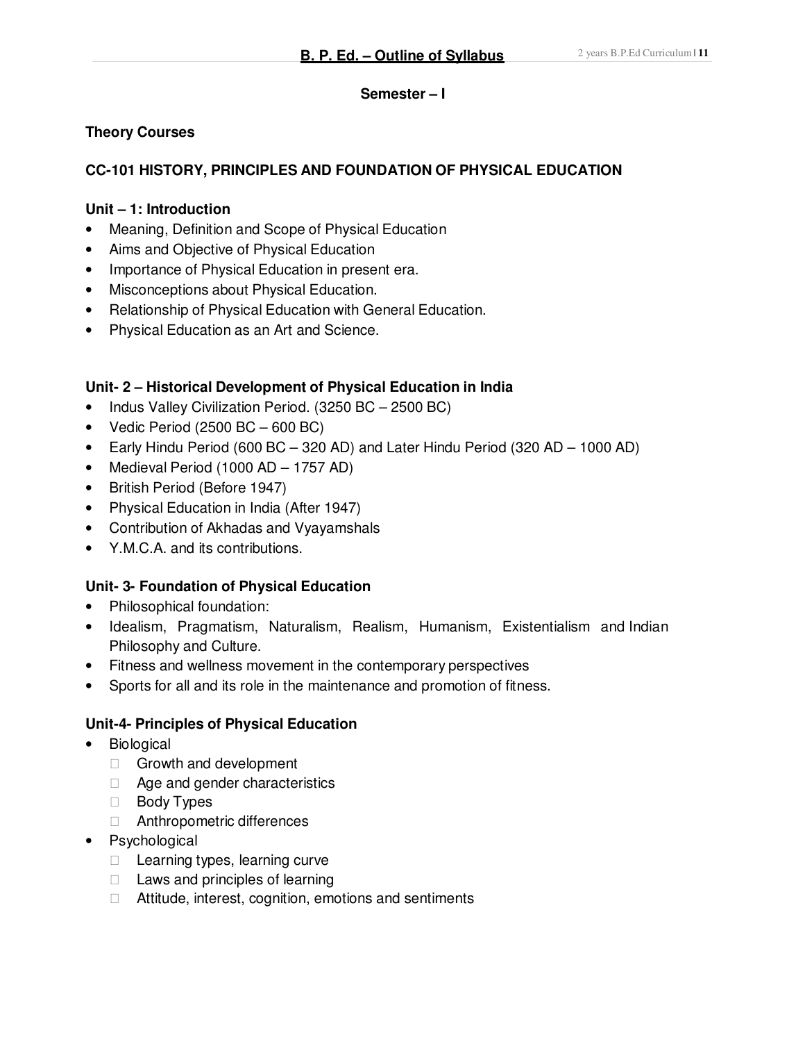# B. P. Ed. – Outline of Syllabus

## Semester – I

### Theory Courses

### CC-101 HISTORY, PRINCIPLES AND FOUNDATION OF PHYSICAL EDUCATION

**Unit – 1: Introduction**

- Meaning, Definition and Scope of Physical Education
- Aims and Objective of Physical Education
- Importance of Physical Education in present era.
- Misconceptions about Physical Education.
- Relationship of Physical Education with General Education.
- Physical Education as an Art and Science.

**Unit- 2 – Historical Development of Physical Education in India**

- Indus Valley Civilization Period. (3250 BC – 2500 BC)
- Vedic Period (2500 BC – 600 BC)
- Early Hindu Period (600 BC – 320 AD) and Later Hindu Period (320 AD – 1000 AD)
- Medieval Period (1000 AD – 1757 AD)
- British Period (Before 1947)
- Physical Education in India (After 1947)
- Contribution of Akhadas and Vyayamshals
- Y.M.C.A. and its contributions.

**Unit- 3- Foundation of Physical Education**

- Philosophical foundation:
- Idealism, Pragmatism, Naturalism, Realism, Humanism, Existentialism and Indian Philosophy and Culture.
- Fitness and wellness movement in the contemporary perspectives
- Sports for all and its role in the maintenance and promotion of fitness.

**Unit-4- Principles of Physical Education**

- Biological
  - Growth and development
  - Age and gender characteristics
  - Body Types
  - Anthropometric differences
- Psychological
  - Learning types, learning curve
  - Laws and principles of learning
  - Attitude, interest, cognition, emotions and sentiments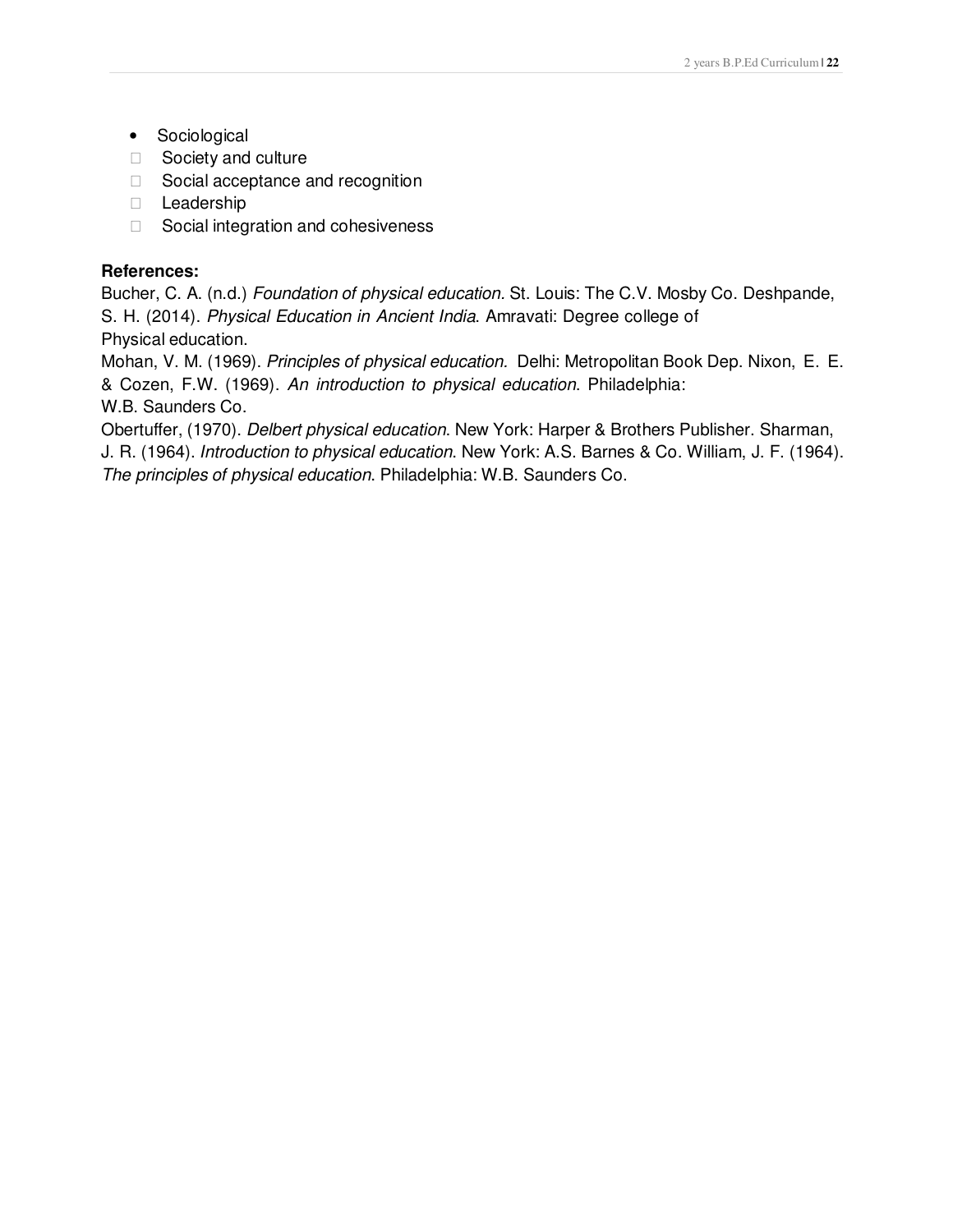- Sociological
  - Society and culture
  - Social acceptance and recognition
  - Leadership
  - Social integration and cohesiveness

**References:**

Bucher, C. A. (n.d.) *Foundation of physical education*. St. Louis: The C.V. Mosby Co. Deshpande, S. H. (2014). *Physical Education in Ancient India*. Amravati: Degree college of Physical education.

Mohan, V. M. (1969). *Principles of physical education.* Delhi: Metropolitan Book Dep. Nixon, E. E. & Cozen, F.W. (1969). *An introduction to physical education*. Philadelphia: W.B. Saunders Co.

Obertuffer, (1970). *Delbert physical education*. New York: Harper & Brothers Publisher. Sharman, J. R. (1964). *Introduction to physical education*. New York: A.S. Barnes & Co. William, J. F. (1964). *The principles of physical education*. Philadelphia: W.B. Saunders Co.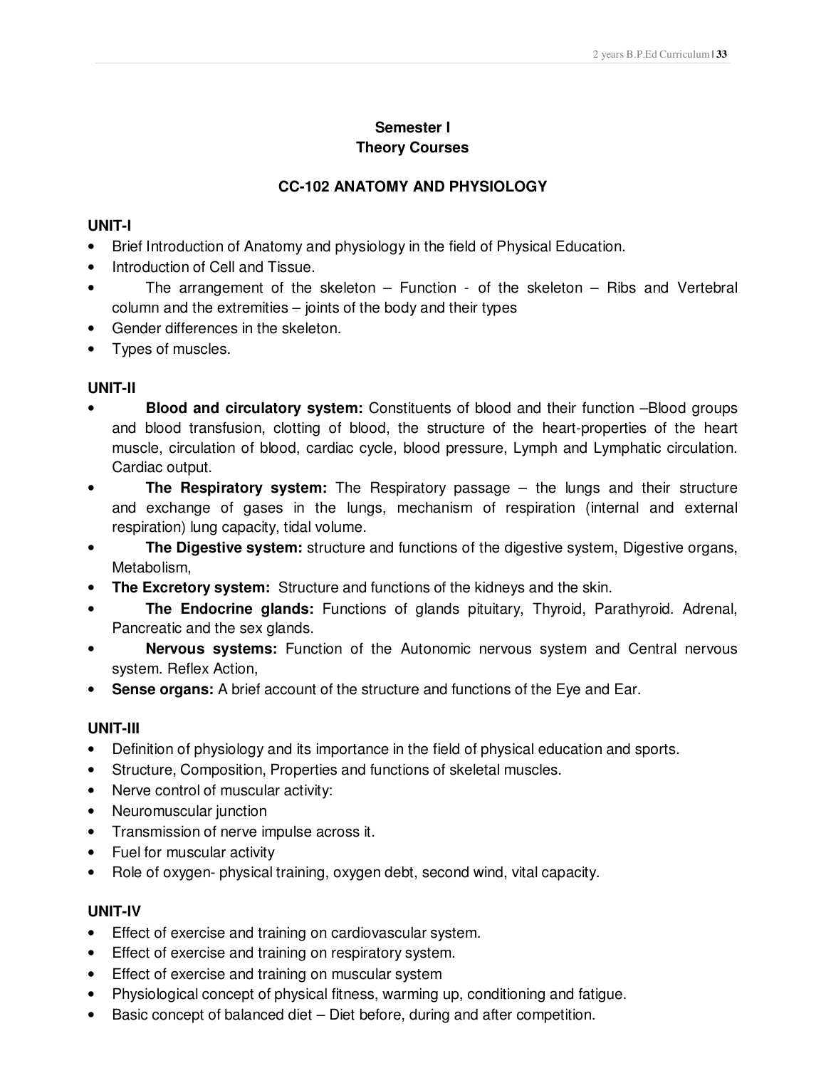## Semester I
## Theory Courses

## CC-102 ANATOMY AND PHYSIOLOGY

### UNIT-I

- Brief Introduction of Anatomy and physiology in the field of Physical Education.
- Introduction of Cell and Tissue.
- The arrangement of the skeleton – Function - of the skeleton – Ribs and Vertebral column and the extremities – joints of the body and their types
- Gender differences in the skeleton.
- Types of muscles.

### UNIT-II

- **Blood and circulatory system:** Constituents of blood and their function –Blood groups and blood transfusion, clotting of blood, the structure of the heart-properties of the heart muscle, circulation of blood, cardiac cycle, blood pressure, Lymph and Lymphatic circulation. Cardiac output.
- **The Respiratory system:** The Respiratory passage – the lungs and their structure and exchange of gases in the lungs, mechanism of respiration (internal and external respiration) lung capacity, tidal volume.
- **The Digestive system:** structure and functions of the digestive system, Digestive organs, Metabolism,
- **The Excretory system:** Structure and functions of the kidneys and the skin.
- **The Endocrine glands:** Functions of glands pituitary, Thyroid, Parathyroid. Adrenal, Pancreatic and the sex glands.
- **Nervous systems:** Function of the Autonomic nervous system and Central nervous system. Reflex Action,
- **Sense organs:** A brief account of the structure and functions of the Eye and Ear.

### UNIT-III

- Definition of physiology and its importance in the field of physical education and sports.
- Structure, Composition, Properties and functions of skeletal muscles.
- Nerve control of muscular activity:
- Neuromuscular junction
- Transmission of nerve impulse across it.
- Fuel for muscular activity
- Role of oxygen- physical training, oxygen debt, second wind, vital capacity.

### UNIT-IV

- Effect of exercise and training on cardiovascular system.
- Effect of exercise and training on respiratory system.
- Effect of exercise and training on muscular system
- Physiological concept of physical fitness, warming up, conditioning and fatigue.
- Basic concept of balanced diet – Diet before, during and after competition.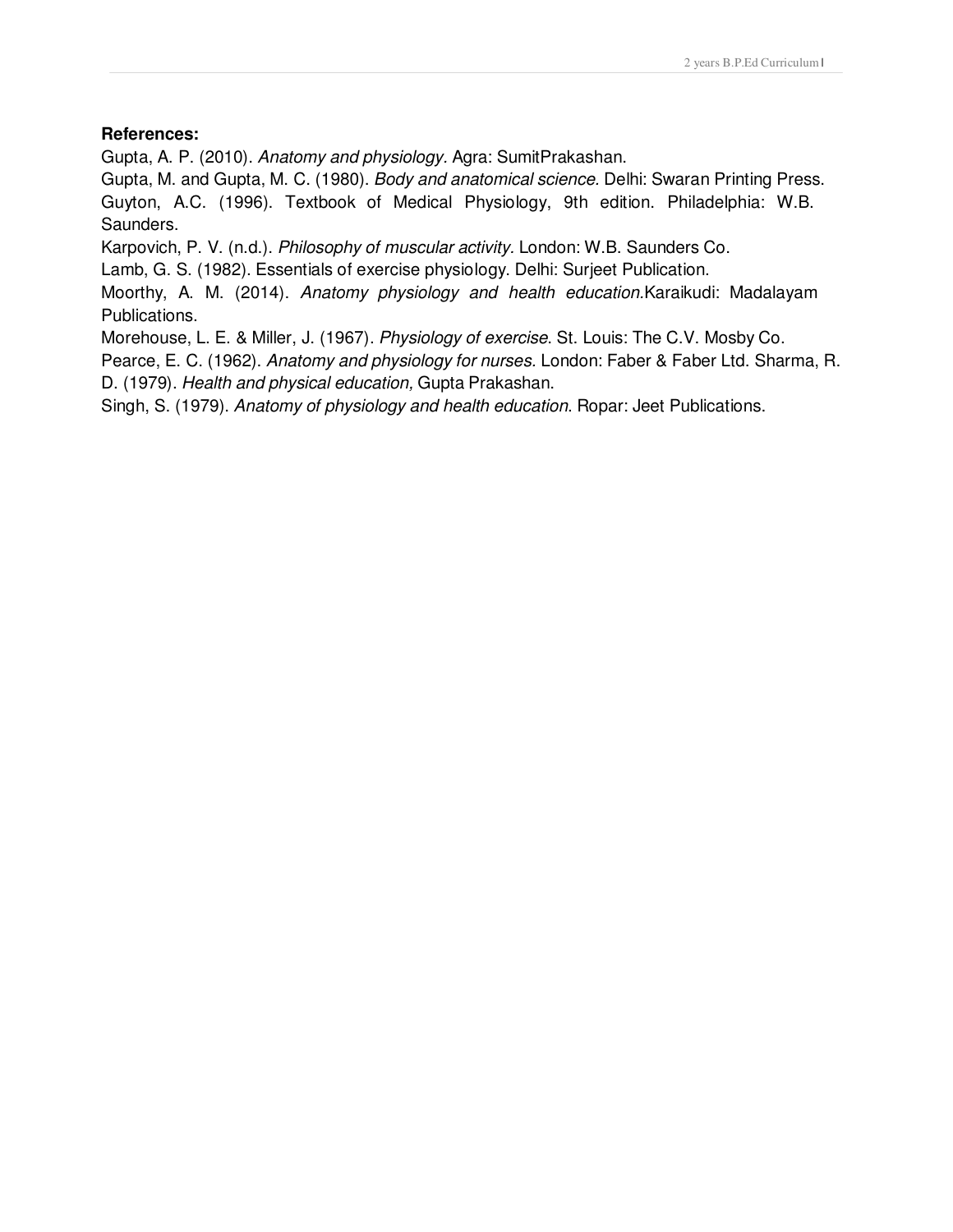**References:**

Gupta, A. P. (2010). *Anatomy and physiology*. Agra: SumitPrakashan.

Gupta, M. and Gupta, M. C. (1980). *Body and anatomical science.* Delhi: Swaran Printing Press.

Guyton, A.C. (1996). Textbook of Medical Physiology, 9th edition. Philadelphia: W.B. Saunders.

Karpovich, P. V. (n.d.). *Philosophy of muscular activity.* London: W.B. Saunders Co.

Lamb, G. S. (1982). Essentials of exercise physiology. Delhi: Surjeet Publication.

Moorthy, A. M. (2014). *Anatomy physiology and health education.*Karaikudi: Madalayam Publications.

Morehouse, L. E. & Miller, J. (1967). *Physiology of exercise*. St. Louis: The C.V. Mosby Co.

Pearce, E. C. (1962). *Anatomy and physiology for nurses.* London: Faber & Faber Ltd. Sharma, R. D. (1979). *Health and physical education,* Gupta Prakashan.

Singh, S. (1979). *Anatomy of physiology and health education*. Ropar: Jeet Publications.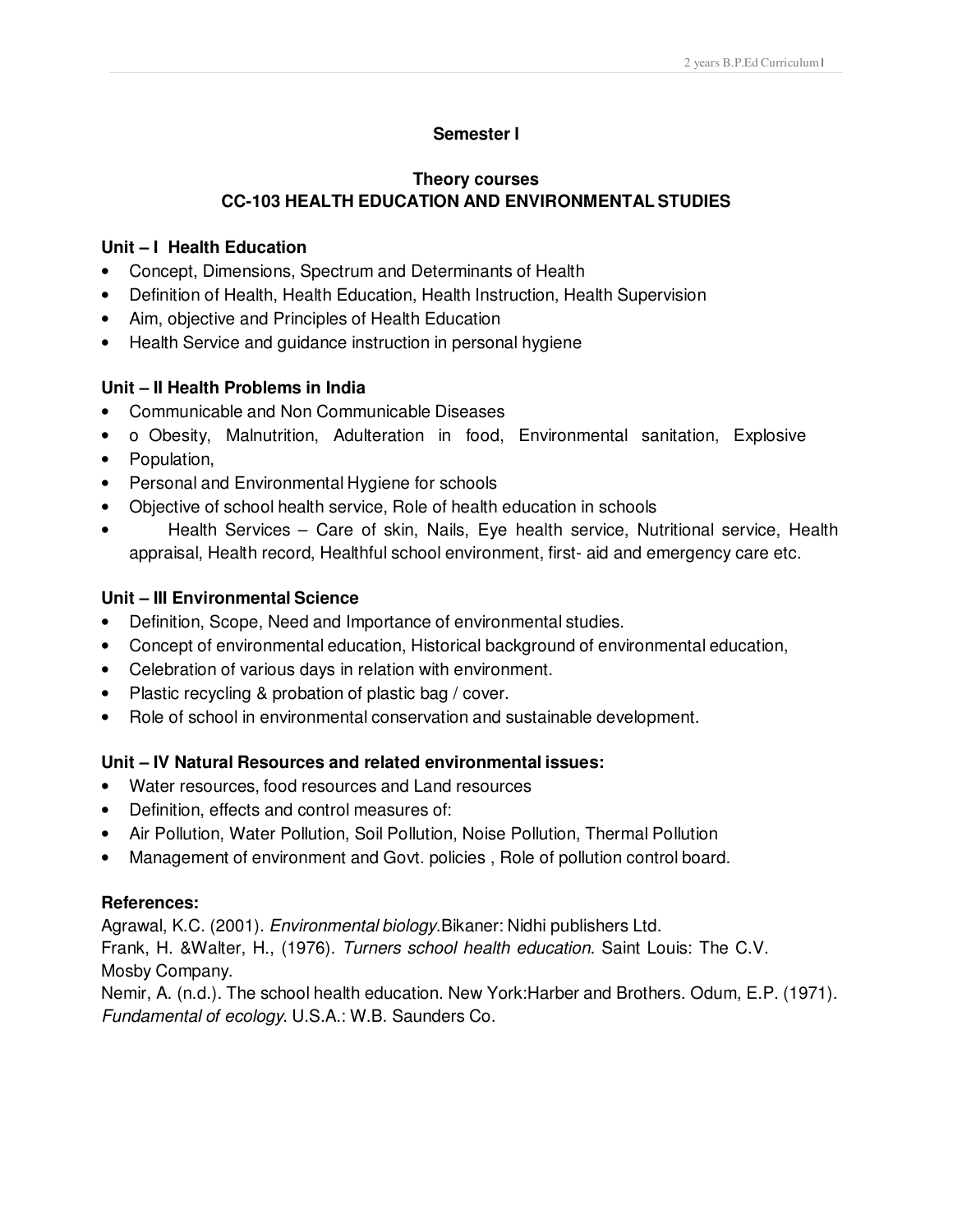## Semester I

### Theory courses

### CC-103 HEALTH EDUCATION AND ENVIRONMENTAL STUDIES

**Unit – I Health Education**

- Concept, Dimensions, Spectrum and Determinants of Health
- Definition of Health, Health Education, Health Instruction, Health Supervision
- Aim, objective and Principles of Health Education
- Health Service and guidance instruction in personal hygiene

**Unit – II Health Problems in India**

- Communicable and Non Communicable Diseases
- o Obesity, Malnutrition, Adulteration in food, Environmental sanitation, Explosive
- Population,
- Personal and Environmental Hygiene for schools
- Objective of school health service, Role of health education in schools
- Health Services – Care of skin, Nails, Eye health service, Nutritional service, Health appraisal, Health record, Healthful school environment, first- aid and emergency care etc.

**Unit – III Environmental Science**

- Definition, Scope, Need and Importance of environmental studies.
- Concept of environmental education, Historical background of environmental education,
- Celebration of various days in relation with environment.
- Plastic recycling & probation of plastic bag / cover.
- Role of school in environmental conservation and sustainable development.

**Unit – IV Natural Resources and related environmental issues:**

- Water resources, food resources and Land resources
- Definition, effects and control measures of:
- Air Pollution, Water Pollution, Soil Pollution, Noise Pollution, Thermal Pollution
- Management of environment and Govt. policies , Role of pollution control board.

**References:**

Agrawal, K.C. (2001). *Environmental biology*.Bikaner: Nidhi publishers Ltd.

Frank, H. &Walter, H., (1976). *Turners school health education*. Saint Louis: The C.V. Mosby Company.

Nemir, A. (n.d.). The school health education. New York:Harber and Brothers. Odum, E.P. (1971). *Fundamental of ecology*. U.S.A.: W.B. Saunders Co.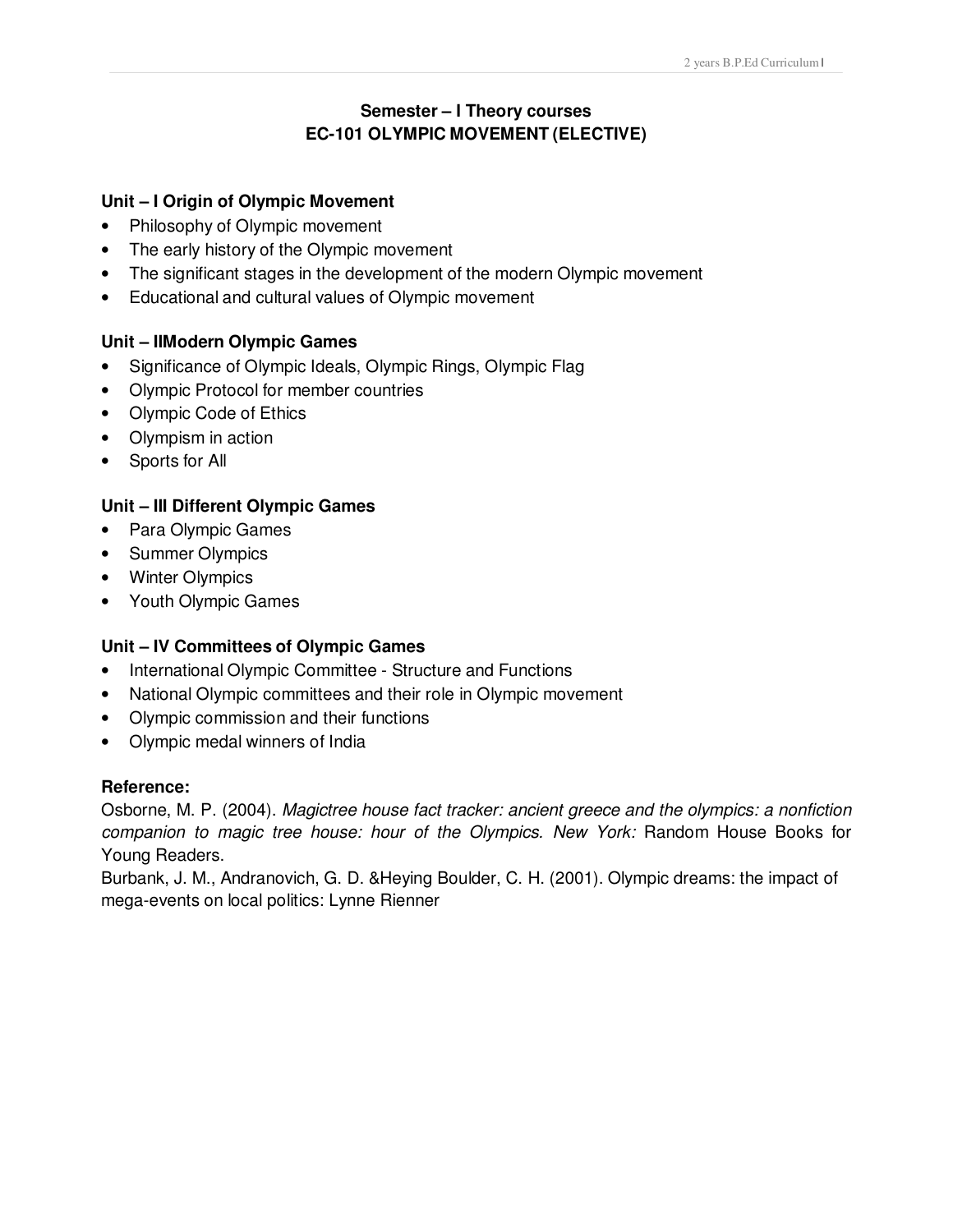## Semester – I Theory courses
## EC-101 OLYMPIC MOVEMENT (ELECTIVE)

### Unit – I Origin of Olympic Movement

- Philosophy of Olympic movement
- The early history of the Olympic movement
- The significant stages in the development of the modern Olympic movement
- Educational and cultural values of Olympic movement

### Unit – IIModern Olympic Games

- Significance of Olympic Ideals, Olympic Rings, Olympic Flag
- Olympic Protocol for member countries
- Olympic Code of Ethics
- Olympism in action
- Sports for All

### Unit – III Different Olympic Games

- Para Olympic Games
- Summer Olympics
- Winter Olympics
- Youth Olympic Games

### Unit – IV Committees of Olympic Games

- International Olympic Committee - Structure and Functions
- National Olympic committees and their role in Olympic movement
- Olympic commission and their functions
- Olympic medal winners of India

### Reference:

Osborne, M. P. (2004). *Magictree house fact tracker: ancient greece and the olympics: a nonfiction companion to magic tree house: hour of the Olympics. New York:* Random House Books for Young Readers.

Burbank, J. M., Andranovich, G. D. &Heying Boulder, C. H. (2001). Olympic dreams: the impact of mega-events on local politics: Lynne Rienner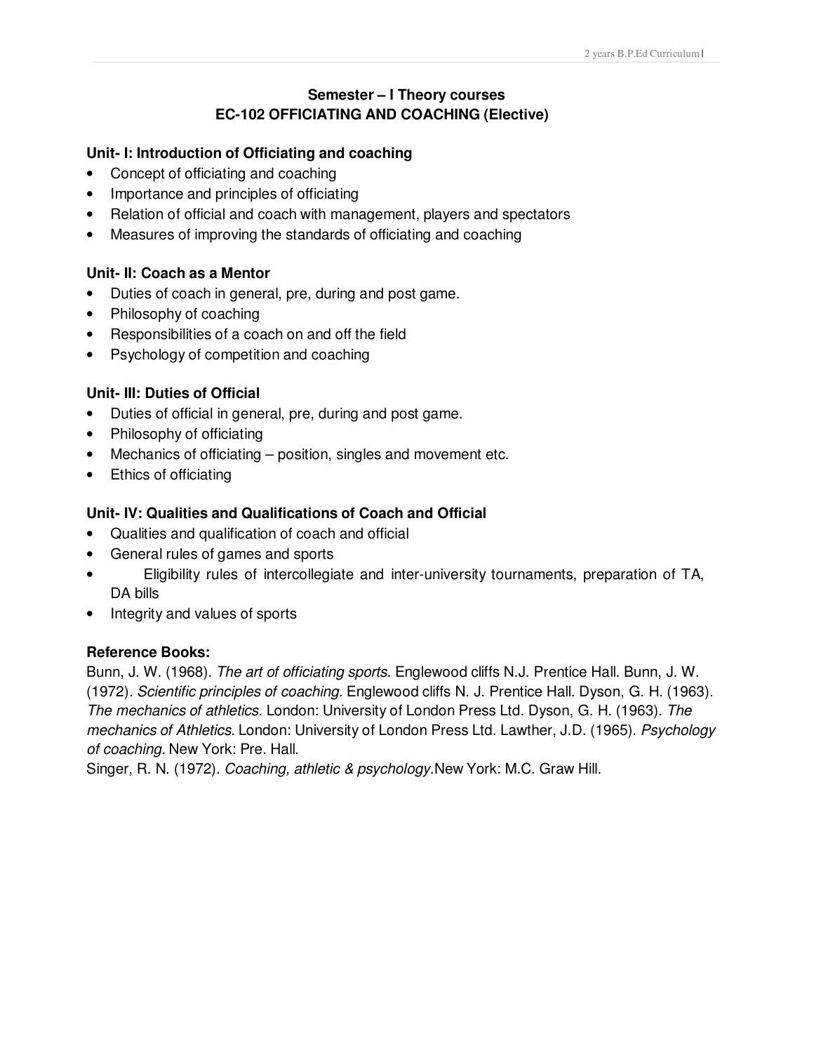## Semester – I Theory courses
## EC-102 OFFICIATING AND COACHING (Elective)

### Unit- I: Introduction of Officiating and coaching

- Concept of officiating and coaching
- Importance and principles of officiating
- Relation of official and coach with management, players and spectators
- Measures of improving the standards of officiating and coaching

### Unit- II: Coach as a Mentor

- Duties of coach in general, pre, during and post game.
- Philosophy of coaching
- Responsibilities of a coach on and off the field
- Psychology of competition and coaching

### Unit- III: Duties of Official

- Duties of official in general, pre, during and post game.
- Philosophy of officiating
- Mechanics of officiating – position, singles and movement etc.
- Ethics of officiating

### Unit- IV: Qualities and Qualifications of Coach and Official

- Qualities and qualification of coach and official
- General rules of games and sports
- Eligibility rules of intercollegiate and inter-university tournaments, preparation of TA, DA bills
- Integrity and values of sports

### Reference Books:

Bunn, J. W. (1968). *The art of officiating sports*. Englewood cliffs N.J. Prentice Hall. Bunn, J. W. (1972). *Scientific principles of coaching*. Englewood cliffs N. J. Prentice Hall. Dyson, G. H. (1963). *The mechanics of athletics*. London: University of London Press Ltd. Dyson, G. H. (1963). *The mechanics of Athletics*. London: University of London Press Ltd. Lawther, J.D. (1965). *Psychology of coaching*. New York: Pre. Hall.

Singer, R. N. (1972). *Coaching, athletic & psychology*.New York: M.C. Graw Hill.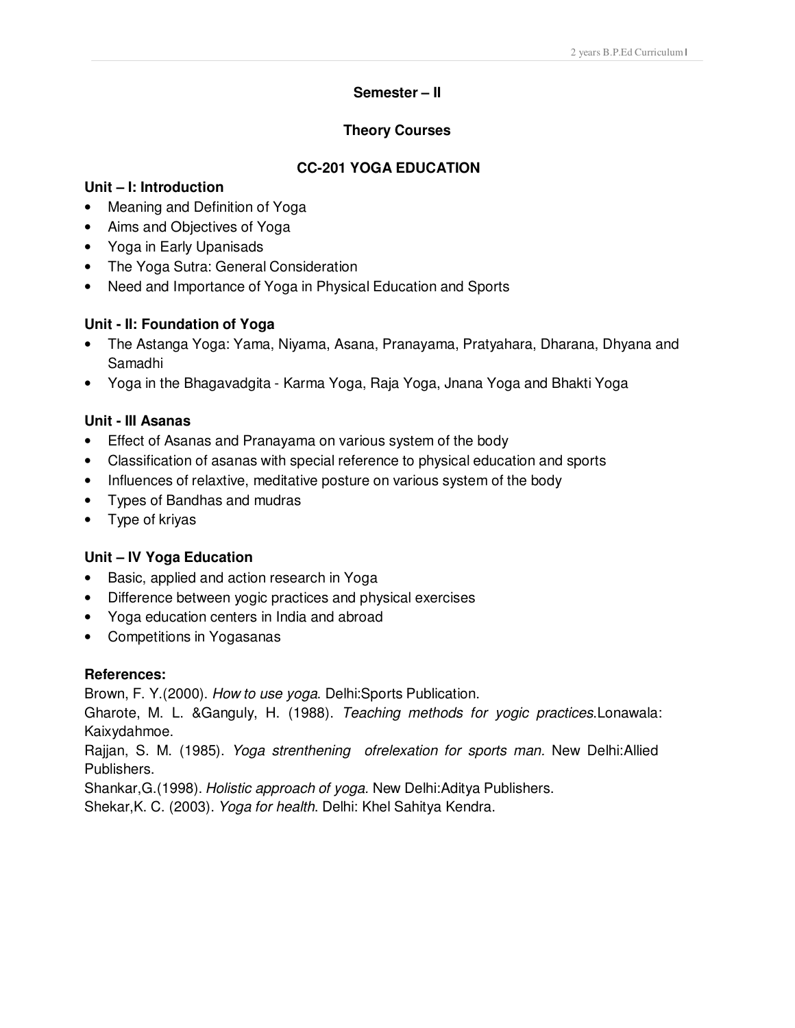## Semester – II

## Theory Courses

### CC-201 YOGA EDUCATION

**Unit – I: Introduction**

- Meaning and Definition of Yoga
- Aims and Objectives of Yoga
- Yoga in Early Upanisads
- The Yoga Sutra: General Consideration
- Need and Importance of Yoga in Physical Education and Sports

**Unit - II: Foundation of Yoga**

- The Astanga Yoga: Yama, Niyama, Asana, Pranayama, Pratyahara, Dharana, Dhyana and Samadhi
- Yoga in the Bhagavadgita - Karma Yoga, Raja Yoga, Jnana Yoga and Bhakti Yoga

**Unit - III Asanas**

- Effect of Asanas and Pranayama on various system of the body
- Classification of asanas with special reference to physical education and sports
- Influences of relaxtive, meditative posture on various system of the body
- Types of Bandhas and mudras
- Type of kriyas

**Unit – IV Yoga Education**

- Basic, applied and action research in Yoga
- Difference between yogic practices and physical exercises
- Yoga education centers in India and abroad
- Competitions in Yogasanas

**References:**

Brown, F. Y.(2000). *How to use yoga*. Delhi:Sports Publication.

Gharote, M. L. &Ganguly, H. (1988). *Teaching methods for yogic practices.*Lonawala: Kaixydahmoe.

Rajjan, S. M. (1985). *Yoga strenthening ofrelexation for sports man.* New Delhi:Allied Publishers.

Shankar,G.(1998). *Holistic approach of yoga.* New Delhi:Aditya Publishers.

Shekar,K. C. (2003). *Yoga for health.* Delhi: Khel Sahitya Kendra.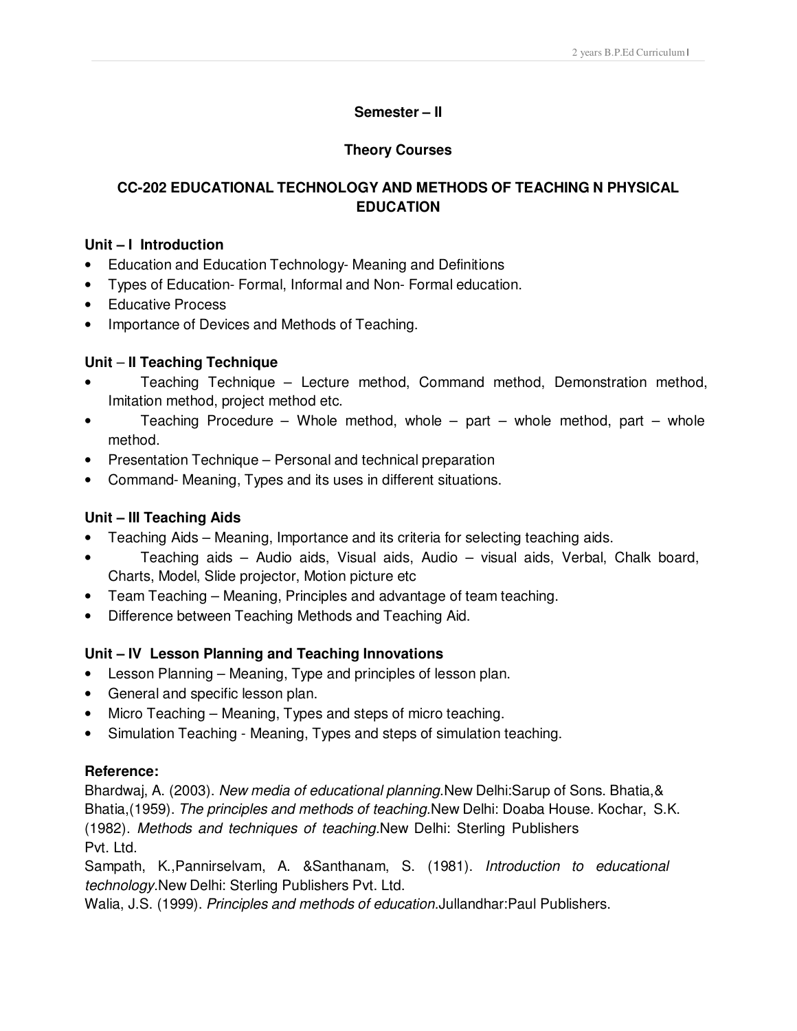## Semester – II

## Theory Courses

### CC-202 EDUCATIONAL TECHNOLOGY AND METHODS OF TEACHING N PHYSICAL EDUCATION

**Unit – I Introduction**

- Education and Education Technology- Meaning and Definitions
- Types of Education- Formal, Informal and Non- Formal education.
- Educative Process
- Importance of Devices and Methods of Teaching.

**Unit – II Teaching Technique**

- Teaching Technique – Lecture method, Command method, Demonstration method, Imitation method, project method etc.
- Teaching Procedure – Whole method, whole – part – whole method, part – whole method.
- Presentation Technique – Personal and technical preparation
- Command- Meaning, Types and its uses in different situations.

**Unit – III Teaching Aids**

- Teaching Aids – Meaning, Importance and its criteria for selecting teaching aids.
- Teaching aids – Audio aids, Visual aids, Audio – visual aids, Verbal, Chalk board, Charts, Model, Slide projector, Motion picture etc
- Team Teaching – Meaning, Principles and advantage of team teaching.
- Difference between Teaching Methods and Teaching Aid.

**Unit – IV Lesson Planning and Teaching Innovations**

- Lesson Planning – Meaning, Type and principles of lesson plan.
- General and specific lesson plan.
- Micro Teaching – Meaning, Types and steps of micro teaching.
- Simulation Teaching - Meaning, Types and steps of simulation teaching.

**Reference:**

Bhardwaj, A. (2003). *New media of educational planning*.New Delhi:Sarup of Sons. Bhatia,& Bhatia,(1959). *The principles and methods of teaching*.New Delhi: Doaba House. Kochar, S.K. (1982). *Methods and techniques of teaching*.New Delhi: Sterling Publishers Pvt. Ltd.

Sampath, K.,Pannirselvam, A. &Santhanam, S. (1981). *Introduction to educational technology*.New Delhi: Sterling Publishers Pvt. Ltd.

Walia, J.S. (1999). *Principles and methods of education*.Jullandhar:Paul Publishers.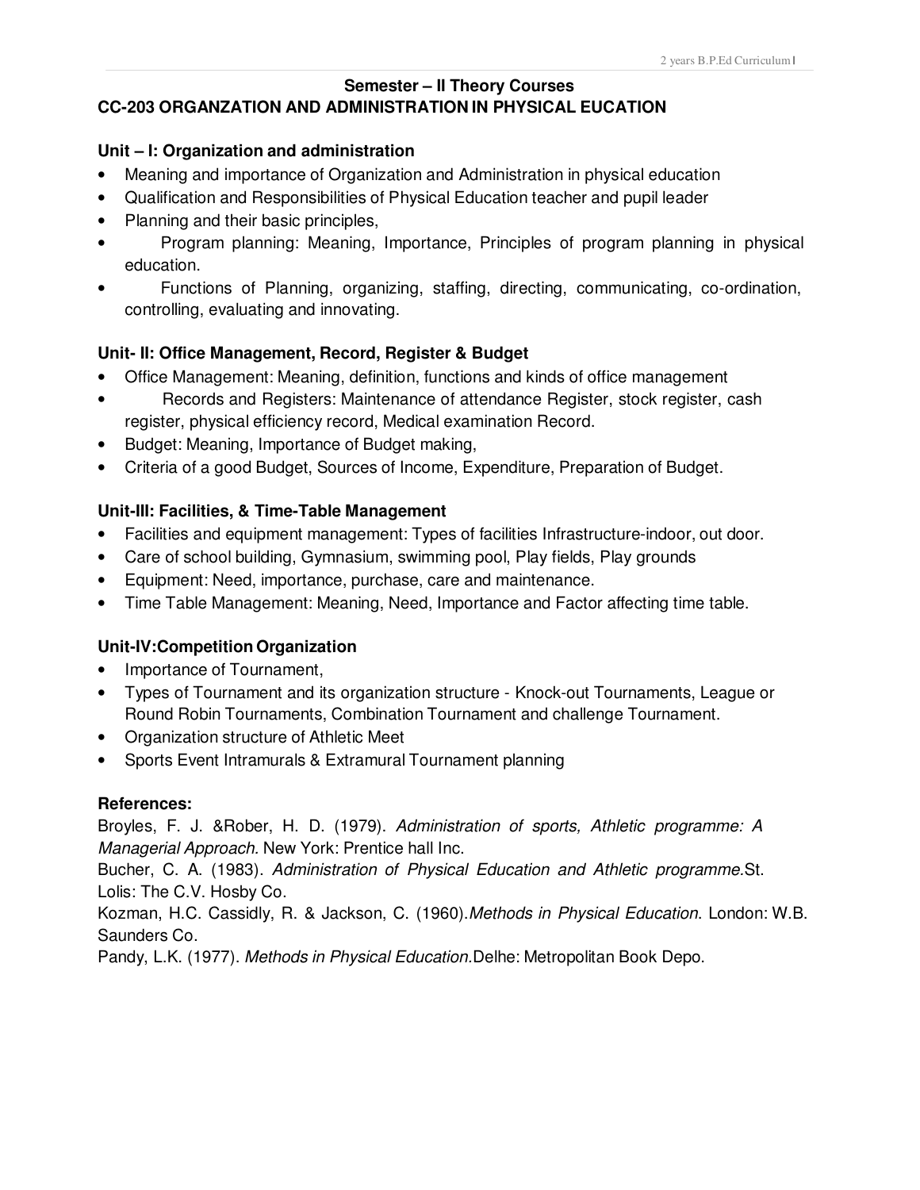## Semester – II Theory Courses

## CC-203 ORGANZATION AND ADMINISTRATION IN PHYSICAL EUCATION

### Unit – I: Organization and administration

- Meaning and importance of Organization and Administration in physical education
- Qualification and Responsibilities of Physical Education teacher and pupil leader
- Planning and their basic principles,
- Program planning: Meaning, Importance, Principles of program planning in physical education.
- Functions of Planning, organizing, staffing, directing, communicating, co-ordination, controlling, evaluating and innovating.

### Unit- II: Office Management, Record, Register & Budget

- Office Management: Meaning, definition, functions and kinds of office management
- Records and Registers: Maintenance of attendance Register, stock register, cash register, physical efficiency record, Medical examination Record.
- Budget: Meaning, Importance of Budget making,
- Criteria of a good Budget, Sources of Income, Expenditure, Preparation of Budget.

### Unit-III: Facilities, & Time-Table Management

- Facilities and equipment management: Types of facilities Infrastructure-indoor, out door.
- Care of school building, Gymnasium, swimming pool, Play fields, Play grounds
- Equipment: Need, importance, purchase, care and maintenance.
- Time Table Management: Meaning, Need, Importance and Factor affecting time table.

### Unit-IV:Competition Organization

- Importance of Tournament,
- Types of Tournament and its organization structure - Knock-out Tournaments, League or Round Robin Tournaments, Combination Tournament and challenge Tournament.
- Organization structure of Athletic Meet
- Sports Event Intramurals & Extramural Tournament planning

### References:

Broyles, F. J. &Rober, H. D. (1979). *Administration of sports, Athletic programme: A Managerial Approach.* New York: Prentice hall Inc.

Bucher, C. A. (1983). *Administration of Physical Education and Athletic programme.*St. Lolis: The C.V. Hosby Co.

Kozman, H.C. Cassidly, R. & Jackson, C. (1960).*Methods in Physical Education*. London: W.B. Saunders Co.

Pandy, L.K. (1977). *Methods in Physical Education.*Delhe: Metropolitan Book Depo.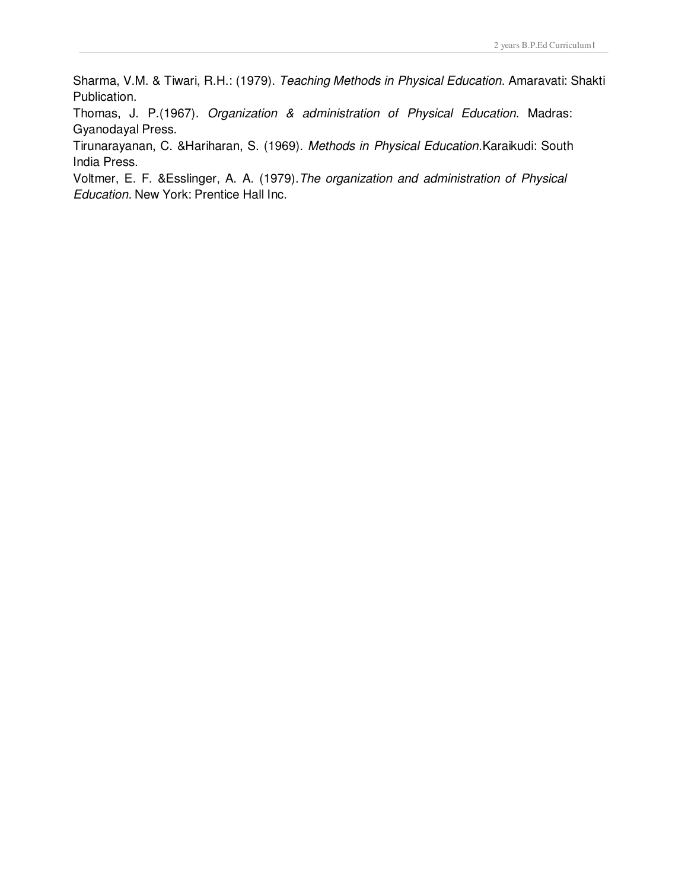Sharma, V.M. & Tiwari, R.H.: (1979). *Teaching Methods in Physical Education.* Amaravati: Shakti Publication.

Thomas, J. P.(1967). *Organization & administration of Physical Education*. Madras: Gyanodayal Press.

Tirunarayanan, C. &Hariharan, S. (1969). *Methods in Physical Education*.Karaikudi: South India Press.

Voltmer, E. F. &Esslinger, A. A. (1979).*The organization and administration of Physical Education.* New York: Prentice Hall Inc.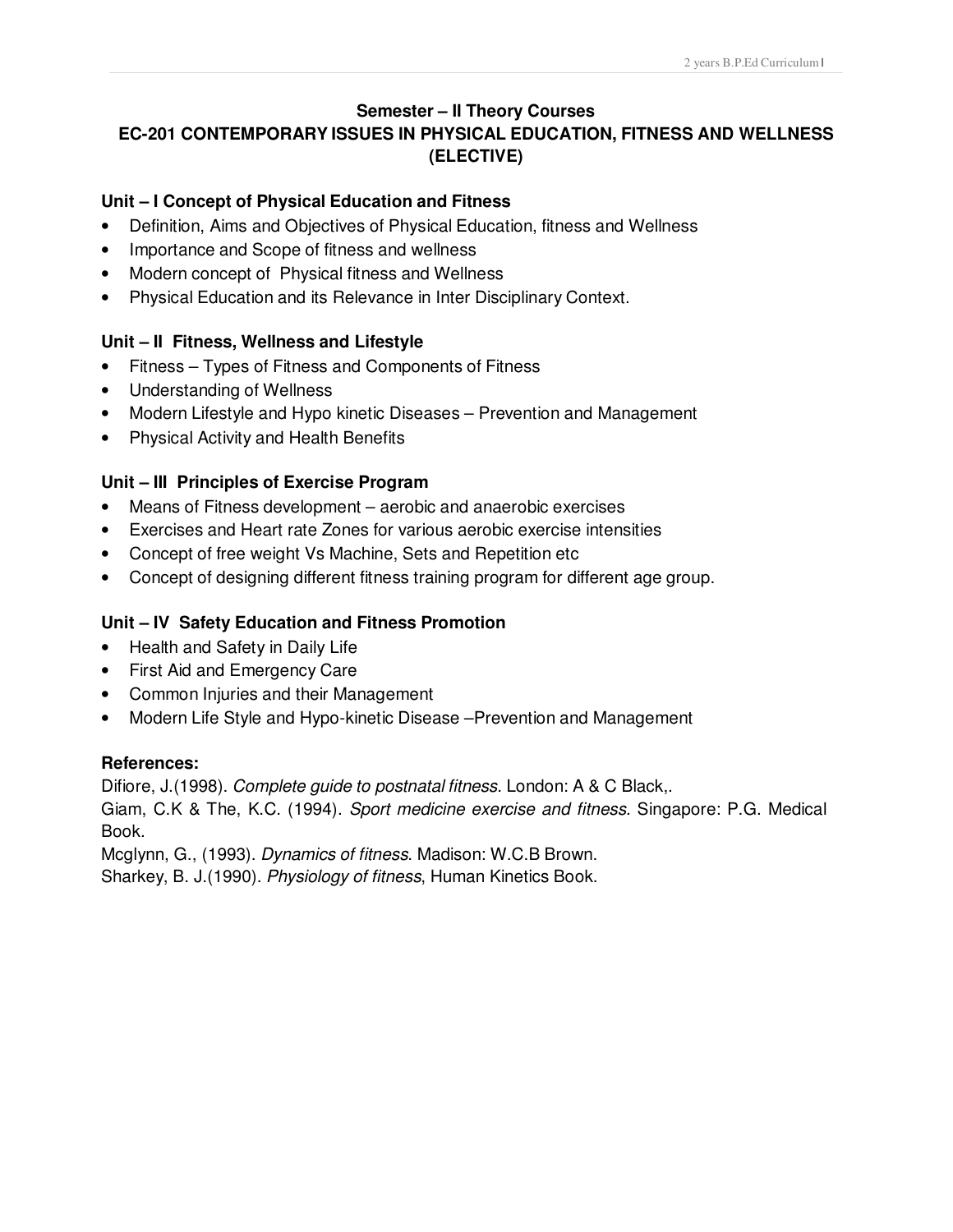## Semester – II Theory Courses

## EC-201 CONTEMPORARY ISSUES IN PHYSICAL EDUCATION, FITNESS AND WELLNESS (ELECTIVE)

### Unit – I Concept of Physical Education and Fitness

- Definition, Aims and Objectives of Physical Education, fitness and Wellness
- Importance and Scope of fitness and wellness
- Modern concept of Physical fitness and Wellness
- Physical Education and its Relevance in Inter Disciplinary Context.

### Unit – II Fitness, Wellness and Lifestyle

- Fitness – Types of Fitness and Components of Fitness
- Understanding of Wellness
- Modern Lifestyle and Hypo kinetic Diseases – Prevention and Management
- Physical Activity and Health Benefits

### Unit – III Principles of Exercise Program

- Means of Fitness development – aerobic and anaerobic exercises
- Exercises and Heart rate Zones for various aerobic exercise intensities
- Concept of free weight Vs Machine, Sets and Repetition etc
- Concept of designing different fitness training program for different age group.

### Unit – IV Safety Education and Fitness Promotion

- Health and Safety in Daily Life
- First Aid and Emergency Care
- Common Injuries and their Management
- Modern Life Style and Hypo-kinetic Disease –Prevention and Management

### References:

Difiore, J.(1998). *Complete guide to postnatal fitness.* London: A & C Black,.

Giam, C.K & The, K.C. (1994). *Sport medicine exercise and fitness*. Singapore: P.G. Medical Book.

Mcglynn, G., (1993). *Dynamics of fitness*. Madison: W.C.B Brown.

Sharkey, B. J.(1990). *Physiology of fitness*, Human Kinetics Book.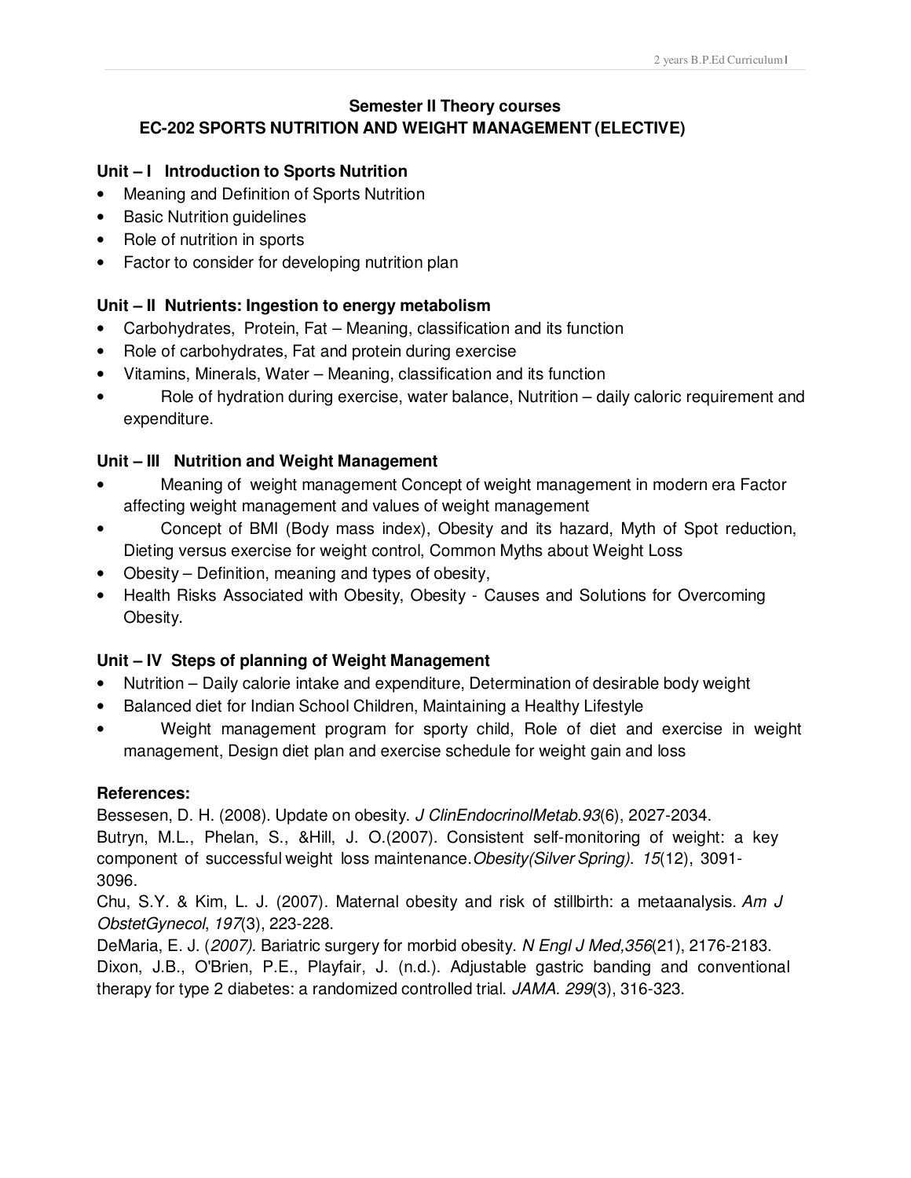## Semester II Theory courses

## EC-202 SPORTS NUTRITION AND WEIGHT MANAGEMENT (ELECTIVE)

### Unit – I Introduction to Sports Nutrition

- Meaning and Definition of Sports Nutrition
- Basic Nutrition guidelines
- Role of nutrition in sports
- Factor to consider for developing nutrition plan

### Unit – II Nutrients: Ingestion to energy metabolism

- Carbohydrates, Protein, Fat – Meaning, classification and its function
- Role of carbohydrates, Fat and protein during exercise
- Vitamins, Minerals, Water – Meaning, classification and its function
- Role of hydration during exercise, water balance, Nutrition – daily caloric requirement and expenditure.

### Unit – III Nutrition and Weight Management

- Meaning of weight management Concept of weight management in modern era Factor affecting weight management and values of weight management
- Concept of BMI (Body mass index), Obesity and its hazard, Myth of Spot reduction, Dieting versus exercise for weight control, Common Myths about Weight Loss
- Obesity – Definition, meaning and types of obesity,
- Health Risks Associated with Obesity, Obesity - Causes and Solutions for Overcoming Obesity.

### Unit – IV Steps of planning of Weight Management

- Nutrition – Daily calorie intake and expenditure, Determination of desirable body weight
- Balanced diet for Indian School Children, Maintaining a Healthy Lifestyle
- Weight management program for sporty child, Role of diet and exercise in weight management, Design diet plan and exercise schedule for weight gain and loss

### References:

Bessesen, D. H. (2008). Update on obesity. *J ClinEndocrinolMetab.93*(6), 2027-2034.

Butryn, M.L., Phelan, S., &Hill, J. O.(2007). Consistent self-monitoring of weight: a key component of successful weight loss maintenance.*Obesity(Silver Spring)*. *15*(12), 3091-3096.

Chu, S.Y. & Kim, L. J. (2007). Maternal obesity and risk of stillbirth: a metaanalysis. *Am J ObstetGynecol*, *197*(3), 223-228.

DeMaria, E. J. (*2007).* Bariatric surgery for morbid obesity. *N Engl J Med,356*(21), 2176-2183.

Dixon, J.B., O'Brien, P.E., Playfair, J. (n.d.). Adjustable gastric banding and conventional therapy for type 2 diabetes: a randomized controlled trial. *JAMA. 299*(3), 316-323.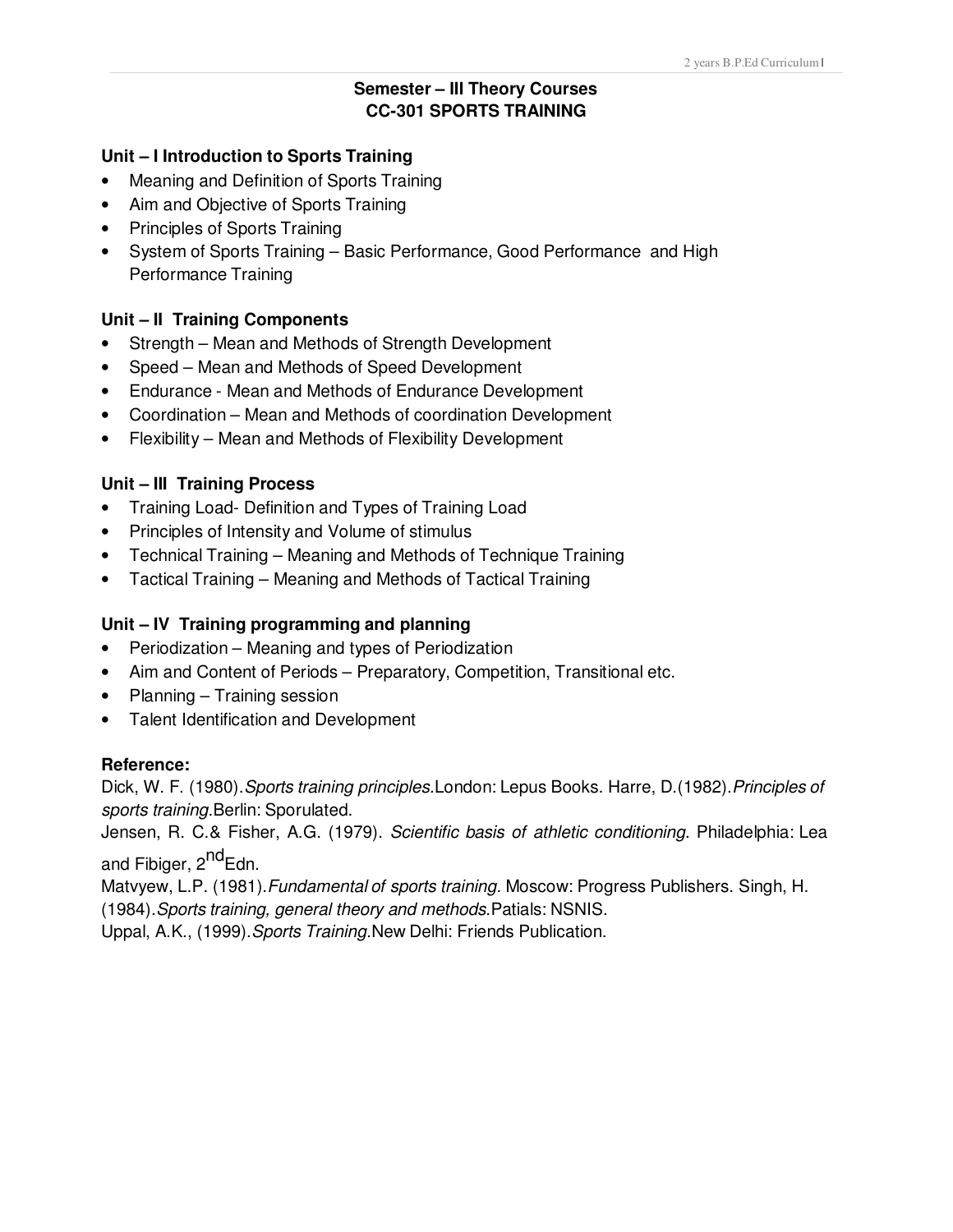## Semester – III Theory Courses
## CC-301 SPORTS TRAINING

### Unit – I Introduction to Sports Training

- Meaning and Definition of Sports Training
- Aim and Objective of Sports Training
- Principles of Sports Training
- System of Sports Training – Basic Performance, Good Performance and High Performance Training

### Unit – II Training Components

- Strength – Mean and Methods of Strength Development
- Speed – Mean and Methods of Speed Development
- Endurance - Mean and Methods of Endurance Development
- Coordination – Mean and Methods of coordination Development
- Flexibility – Mean and Methods of Flexibility Development

### Unit – III Training Process

- Training Load- Definition and Types of Training Load
- Principles of Intensity and Volume of stimulus
- Technical Training – Meaning and Methods of Technique Training
- Tactical Training – Meaning and Methods of Tactical Training

### Unit – IV Training programming and planning

- Periodization – Meaning and types of Periodization
- Aim and Content of Periods – Preparatory, Competition, Transitional etc.
- Planning – Training session
- Talent Identification and Development

### Reference:

Dick, W. F. (1980).*Sports training principles.*London: Lepus Books. Harre, D.(1982).*Principles of sports training.*Berlin: Sporulated.
Jensen, R. C.& Fisher, A.G. (1979). *Scientific basis of athletic conditioning*. Philadelphia: Lea and Fibiger, 2nd Edn.
Matvyew, L.P. (1981).*Fundamental of sports training.* Moscow: Progress Publishers. Singh, H. (1984).*Sports training, general theory and methods.*Patials: NSNIS.
Uppal, A.K., (1999).*Sports Training.*New Delhi: Friends Publication.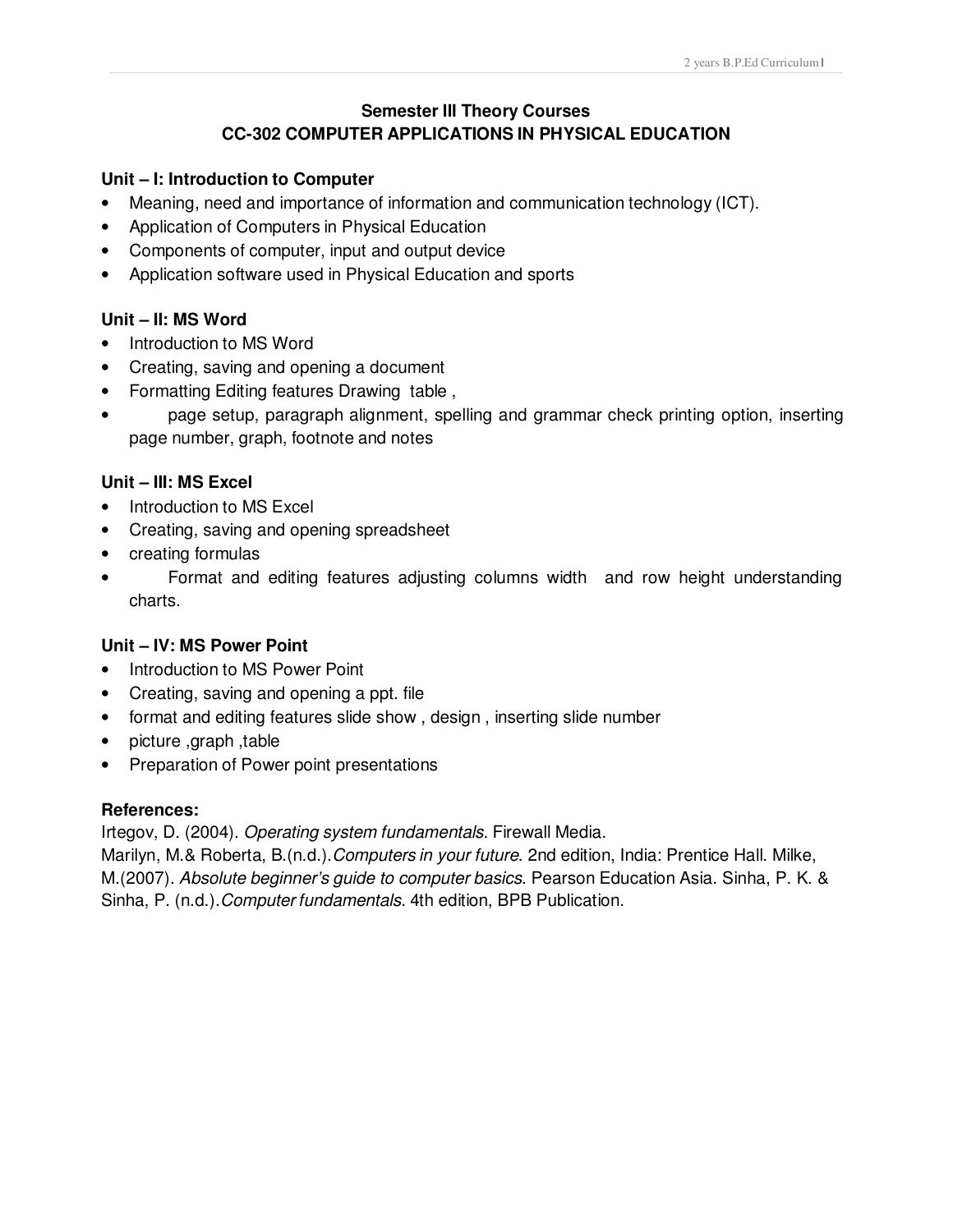## Semester III Theory Courses
## CC-302 COMPUTER APPLICATIONS IN PHYSICAL EDUCATION

### Unit – I: Introduction to Computer

- Meaning, need and importance of information and communication technology (ICT).
- Application of Computers in Physical Education
- Components of computer, input and output device
- Application software used in Physical Education and sports

### Unit – II: MS Word

- Introduction to MS Word
- Creating, saving and opening a document
- Formatting Editing features Drawing table ,
- page setup, paragraph alignment, spelling and grammar check printing option, inserting page number, graph, footnote and notes

### Unit – III: MS Excel

- Introduction to MS Excel
- Creating, saving and opening spreadsheet
- creating formulas
- Format and editing features adjusting columns width and row height understanding charts.

### Unit – IV: MS Power Point

- Introduction to MS Power Point
- Creating, saving and opening a ppt. file
- format and editing features slide show , design , inserting slide number
- picture ,graph ,table
- Preparation of Power point presentations

### References:

Irtegov, D. (2004). *Operating system fundamentals*. Firewall Media.
Marilyn, M.& Roberta, B.(n.d.).*Computers in your future*. 2nd edition, India: Prentice Hall. Milke, M.(2007). *Absolute beginner's guide to computer basics*. Pearson Education Asia. Sinha, P. K. & Sinha, P. (n.d.).*Computer fundamentals*. 4th edition, BPB Publication.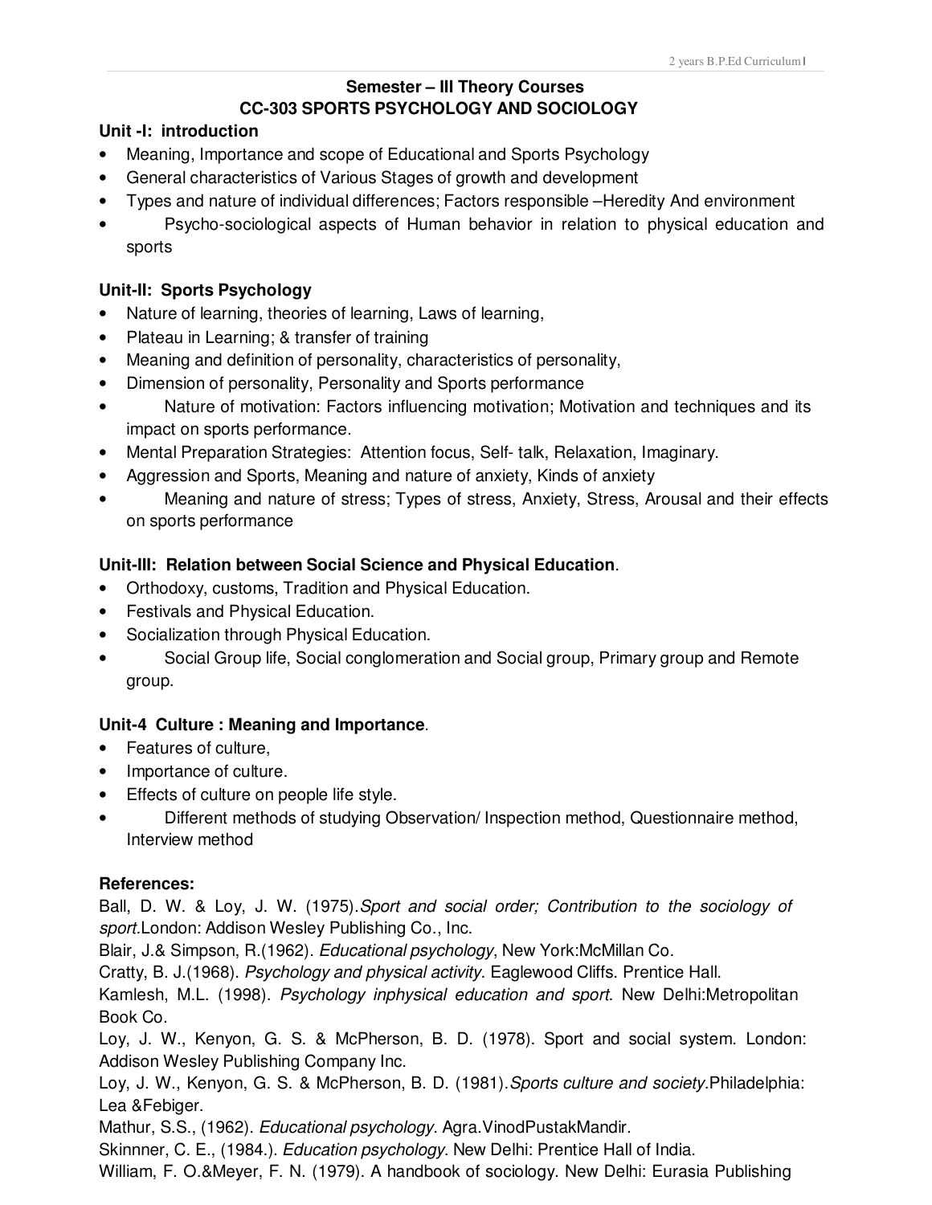## Semester – III Theory Courses

## CC-303 SPORTS PSYCHOLOGY AND SOCIOLOGY

### Unit -I: introduction

- Meaning, Importance and scope of Educational and Sports Psychology
- General characteristics of Various Stages of growth and development
- Types and nature of individual differences; Factors responsible –Heredity And environment
- Psycho-sociological aspects of Human behavior in relation to physical education and sports

### Unit-II: Sports Psychology

- Nature of learning, theories of learning, Laws of learning,
- Plateau in Learning; & transfer of training
- Meaning and definition of personality, characteristics of personality,
- Dimension of personality, Personality and Sports performance
- Nature of motivation: Factors influencing motivation; Motivation and techniques and its impact on sports performance.
- Mental Preparation Strategies: Attention focus, Self- talk, Relaxation, Imaginary.
- Aggression and Sports, Meaning and nature of anxiety, Kinds of anxiety
- Meaning and nature of stress; Types of stress, Anxiety, Stress, Arousal and their effects on sports performance

### Unit-III: Relation between Social Science and Physical Education.

- Orthodoxy, customs, Tradition and Physical Education.
- Festivals and Physical Education.
- Socialization through Physical Education.
- Social Group life, Social conglomeration and Social group, Primary group and Remote group.

### Unit-4 Culture : Meaning and Importance.

- Features of culture,
- Importance of culture.
- Effects of culture on people life style.
- Different methods of studying Observation/ Inspection method, Questionnaire method, Interview method

### References:

Ball, D. W. & Loy, J. W. (1975).*Sport and social order; Contribution to the sociology of sport.*London: Addison Wesley Publishing Co., Inc.

Blair, J.& Simpson, R.(1962). *Educational psychology*, New York:McMillan Co.

Cratty, B. J.(1968). *Psychology and physical activity*. Eaglewood Cliffs. Prentice Hall.

Kamlesh, M.L. (1998). *Psychology inphysical education and sport*. New Delhi:Metropolitan Book Co.

Loy, J. W., Kenyon, G. S. & McPherson, B. D. (1978). Sport and social system. London: Addison Wesley Publishing Company Inc.

Loy, J. W., Kenyon, G. S. & McPherson, B. D. (1981).*Sports culture and society.*Philadelphia: Lea &Febiger.

Mathur, S.S., (1962). *Educational psychology*. Agra.VinodPustakMandir.

Skinnner, C. E., (1984.). *Education psychology*. New Delhi: Prentice Hall of India.

William, F. O.&Meyer, F. N. (1979). A handbook of sociology. New Delhi: Eurasia Publishing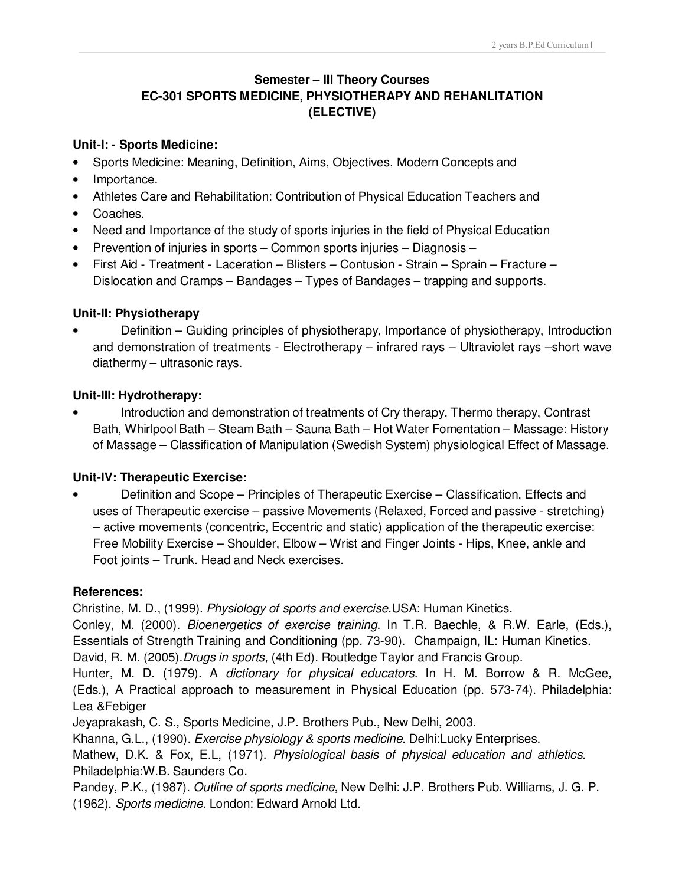## Semester – III Theory Courses
## EC-301 SPORTS MEDICINE, PHYSIOTHERAPY AND REHANLITATION (ELECTIVE)

### Unit-I: - Sports Medicine:

- Sports Medicine: Meaning, Definition, Aims, Objectives, Modern Concepts and
- Importance.
- Athletes Care and Rehabilitation: Contribution of Physical Education Teachers and
- Coaches.
- Need and Importance of the study of sports injuries in the field of Physical Education
- Prevention of injuries in sports – Common sports injuries – Diagnosis –
- First Aid - Treatment - Laceration – Blisters – Contusion - Strain – Sprain – Fracture – Dislocation and Cramps – Bandages – Types of Bandages – trapping and supports.

### Unit-II: Physiotherapy

- Definition – Guiding principles of physiotherapy, Importance of physiotherapy, Introduction and demonstration of treatments - Electrotherapy – infrared rays – Ultraviolet rays –short wave diathermy – ultrasonic rays.

### Unit-III: Hydrotherapy:

- Introduction and demonstration of treatments of Cry therapy, Thermo therapy, Contrast Bath, Whirlpool Bath – Steam Bath – Sauna Bath – Hot Water Fomentation – Massage: History of Massage – Classification of Manipulation (Swedish System) physiological Effect of Massage.

### Unit-IV: Therapeutic Exercise:

- Definition and Scope – Principles of Therapeutic Exercise – Classification, Effects and uses of Therapeutic exercise – passive Movements (Relaxed, Forced and passive - stretching) – active movements (concentric, Eccentric and static) application of the therapeutic exercise: Free Mobility Exercise – Shoulder, Elbow – Wrist and Finger Joints - Hips, Knee, ankle and Foot joints – Trunk. Head and Neck exercises.

### References:

Christine, M. D., (1999). *Physiology of sports and exercise*.USA: Human Kinetics.

Conley, M. (2000). *Bioenergetics of exercise training*. In T.R. Baechle, & R.W. Earle, (Eds.), Essentials of Strength Training and Conditioning (pp. 73-90). Champaign, IL: Human Kinetics.

David, R. M. (2005).*Drugs in sports,* (4th Ed). Routledge Taylor and Francis Group.

Hunter, M. D. (1979). A *dictionary for physical educators.* In H. M. Borrow & R. McGee, (Eds.), A Practical approach to measurement in Physical Education (pp. 573-74). Philadelphia: Lea &Febiger

Jeyaprakash, C. S., Sports Medicine, J.P. Brothers Pub., New Delhi, 2003.

Khanna, G.L., (1990). *Exercise physiology & sports medicine*. Delhi:Lucky Enterprises.

Mathew, D.K. & Fox, E.L, (1971). *Physiological basis of physical education and athletics*. Philadelphia:W.B. Saunders Co.

Pandey, P.K., (1987). *Outline of sports medicine*, New Delhi: J.P. Brothers Pub. Williams, J. G. P. (1962). *Sports medicine*. London: Edward Arnold Ltd.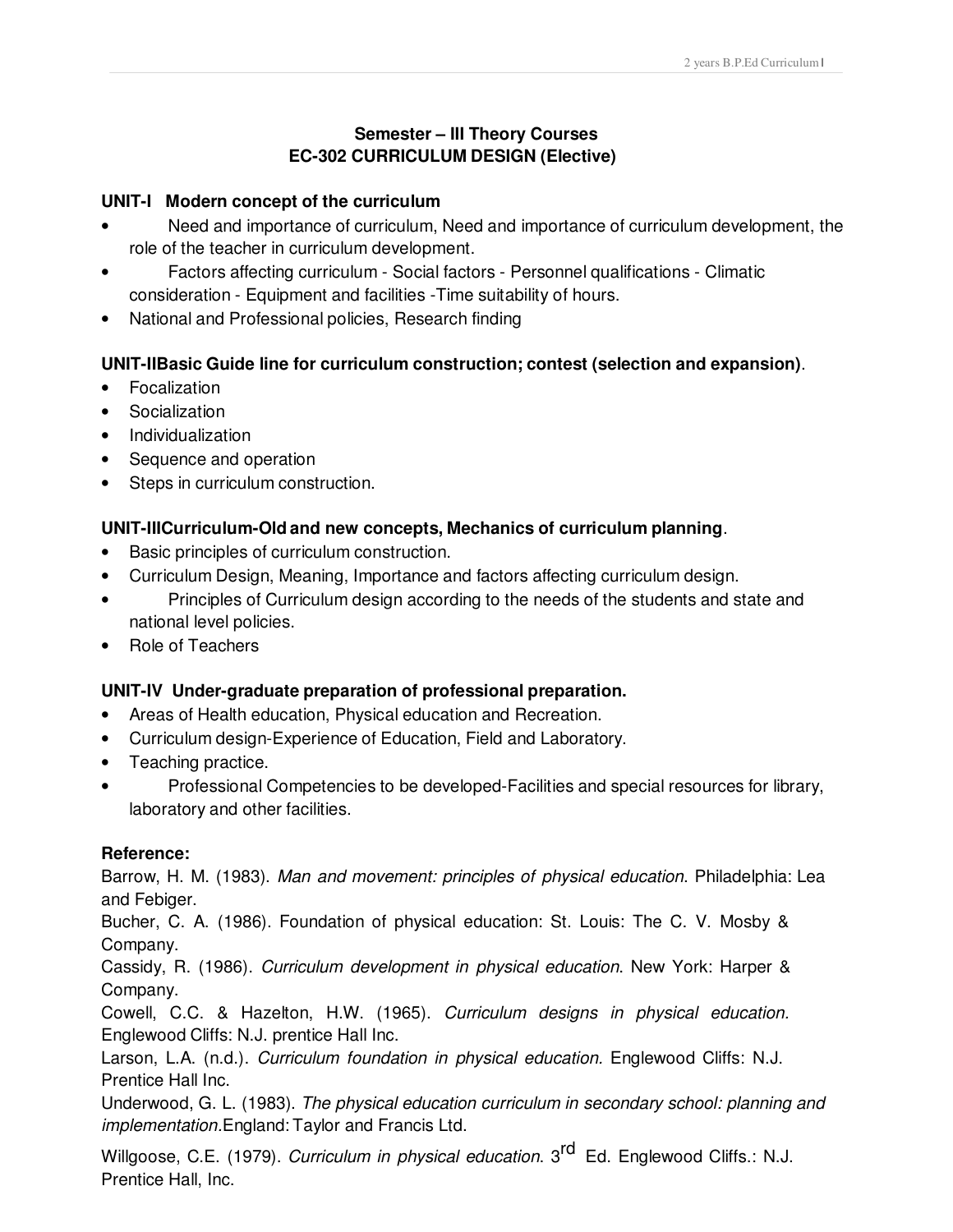## Semester – III Theory Courses
## EC-302 CURRICULUM DESIGN (Elective)

### UNIT-I Modern concept of the curriculum

- Need and importance of curriculum, Need and importance of curriculum development, the role of the teacher in curriculum development.
- Factors affecting curriculum - Social factors - Personnel qualifications - Climatic consideration - Equipment and facilities -Time suitability of hours.
- National and Professional policies, Research finding

### UNIT-IIBasic Guide line for curriculum construction; contest (selection and expansion).

- Focalization
- Socialization
- Individualization
- Sequence and operation
- Steps in curriculum construction.

### UNIT-IIICurriculum-Old and new concepts, Mechanics of curriculum planning.

- Basic principles of curriculum construction.
- Curriculum Design, Meaning, Importance and factors affecting curriculum design.
- Principles of Curriculum design according to the needs of the students and state and national level policies.
- Role of Teachers

### UNIT-IV Under-graduate preparation of professional preparation.

- Areas of Health education, Physical education and Recreation.
- Curriculum design-Experience of Education, Field and Laboratory.
- Teaching practice.
- Professional Competencies to be developed-Facilities and special resources for library, laboratory and other facilities.

### Reference:

Barrow, H. M. (1983). *Man and movement: principles of physical education*. Philadelphia: Lea and Febiger.

Bucher, C. A. (1986). Foundation of physical education: St. Louis: The C. V. Mosby & Company.

Cassidy, R. (1986). *Curriculum development in physical education*. New York: Harper & Company.

Cowell, C.C. & Hazelton, H.W. (1965). *Curriculum designs in physical education*. Englewood Cliffs: N.J. prentice Hall Inc.

Larson, L.A. (n.d.). *Curriculum foundation in physical education*. Englewood Cliffs: N.J. Prentice Hall Inc.

Underwood, G. L. (1983). *The physical education curriculum in secondary school: planning and implementation.* England: Taylor and Francis Ltd.

Willgoose, C.E. (1979). *Curriculum in physical education*. 3rd Ed. Englewood Cliffs.: N.J. Prentice Hall, Inc.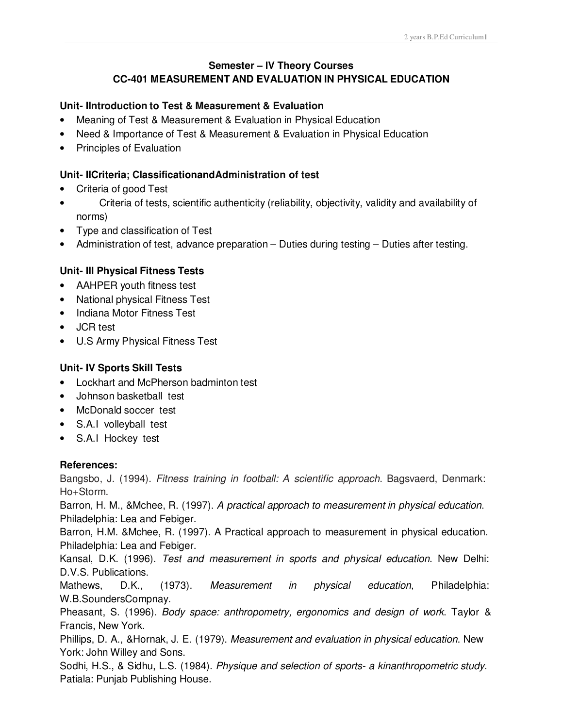## Semester – IV Theory Courses
## CC-401 MEASUREMENT AND EVALUATION IN PHYSICAL EDUCATION

### Unit- IIntroduction to Test & Measurement & Evaluation

- Meaning of Test & Measurement & Evaluation in Physical Education
- Need & Importance of Test & Measurement & Evaluation in Physical Education
- Principles of Evaluation

### Unit- IICriteria; ClassificationandAdministration of test

- Criteria of good Test
- Criteria of tests, scientific authenticity (reliability, objectivity, validity and availability of norms)
- Type and classification of Test
- Administration of test, advance preparation – Duties during testing – Duties after testing.

### Unit- III Physical Fitness Tests

- AAHPER youth fitness test
- National physical Fitness Test
- Indiana Motor Fitness Test
- JCR test
- U.S Army Physical Fitness Test

### Unit- IV Sports Skill Tests

- Lockhart and McPherson badminton test
- Johnson basketball test
- McDonald soccer test
- S.A.I volleyball test
- S.A.I Hockey test

### References:

Bangsbo, J. (1994). *Fitness training in football: A scientific approach*. Bagsvaerd, Denmark: Ho+Storm.

Barron, H. M., &Mchee, R. (1997). *A practical approach to measurement in physical education*. Philadelphia: Lea and Febiger.

Barron, H.M. &Mchee, R. (1997). A Practical approach to measurement in physical education. Philadelphia: Lea and Febiger.

Kansal, D.K. (1996). *Test and measurement in sports and physical education*. New Delhi: D.V.S. Publications.

Mathews, D.K., (1973). *Measurement in physical education*, Philadelphia: W.B.SoundersCompnay.

Pheasant, S. (1996). *Body space: anthropometry, ergonomics and design of work*. Taylor & Francis, New York.

Phillips, D. A., &Hornak, J. E. (1979). *Measurement and evaluation in physical education*. New York: John Willey and Sons.

Sodhi, H.S., & Sidhu, L.S. (1984). *Physique and selection of sports- a kinanthropometric study*. Patiala: Punjab Publishing House.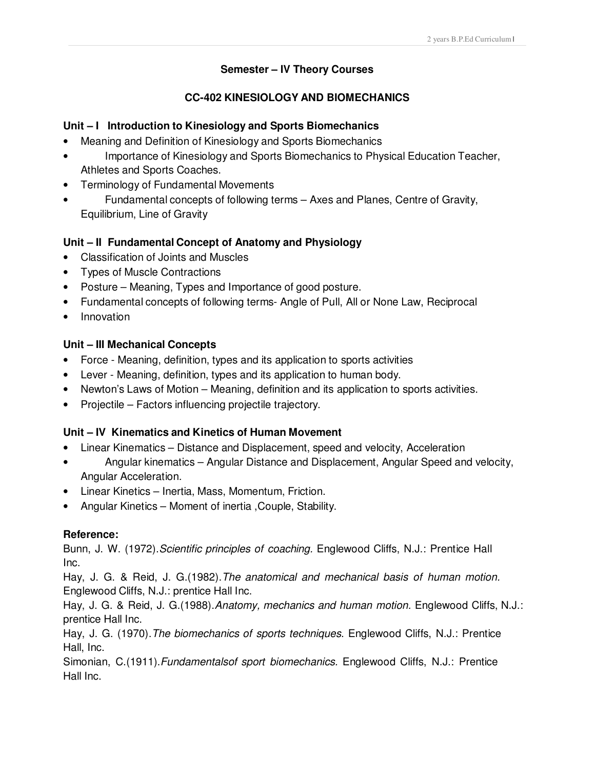## Semester – IV Theory Courses

## CC-402 KINESIOLOGY AND BIOMECHANICS

### Unit – I Introduction to Kinesiology and Sports Biomechanics

- Meaning and Definition of Kinesiology and Sports Biomechanics
- Importance of Kinesiology and Sports Biomechanics to Physical Education Teacher, Athletes and Sports Coaches.
- Terminology of Fundamental Movements
- Fundamental concepts of following terms – Axes and Planes, Centre of Gravity, Equilibrium, Line of Gravity

### Unit – II Fundamental Concept of Anatomy and Physiology

- Classification of Joints and Muscles
- Types of Muscle Contractions
- Posture – Meaning, Types and Importance of good posture.
- Fundamental concepts of following terms- Angle of Pull, All or None Law, Reciprocal
- Innovation

### Unit – III Mechanical Concepts

- Force - Meaning, definition, types and its application to sports activities
- Lever - Meaning, definition, types and its application to human body.
- Newton's Laws of Motion – Meaning, definition and its application to sports activities.
- Projectile – Factors influencing projectile trajectory.

### Unit – IV Kinematics and Kinetics of Human Movement

- Linear Kinematics – Distance and Displacement, speed and velocity, Acceleration
- Angular kinematics – Angular Distance and Displacement, Angular Speed and velocity, Angular Acceleration.
- Linear Kinetics – Inertia, Mass, Momentum, Friction.
- Angular Kinetics – Moment of inertia ,Couple, Stability.

### Reference:

Bunn, J. W. (1972).*Scientific principles of coaching.* Englewood Cliffs, N.J.: Prentice Hall Inc.

Hay, J. G. & Reid, J. G.(1982).*The anatomical and mechanical basis of human motion.* Englewood Cliffs, N.J.: prentice Hall Inc.

Hay, J. G. & Reid, J. G.(1988).*Anatomy, mechanics and human motion.* Englewood Cliffs, N.J.: prentice Hall Inc.

Hay, J. G. (1970).*The biomechanics of sports techniques*. Englewood Cliffs, N.J.: Prentice Hall, Inc.

Simonian, C.(1911).*Fundamentalsof sport biomechanics.* Englewood Cliffs, N.J.: Prentice Hall Inc.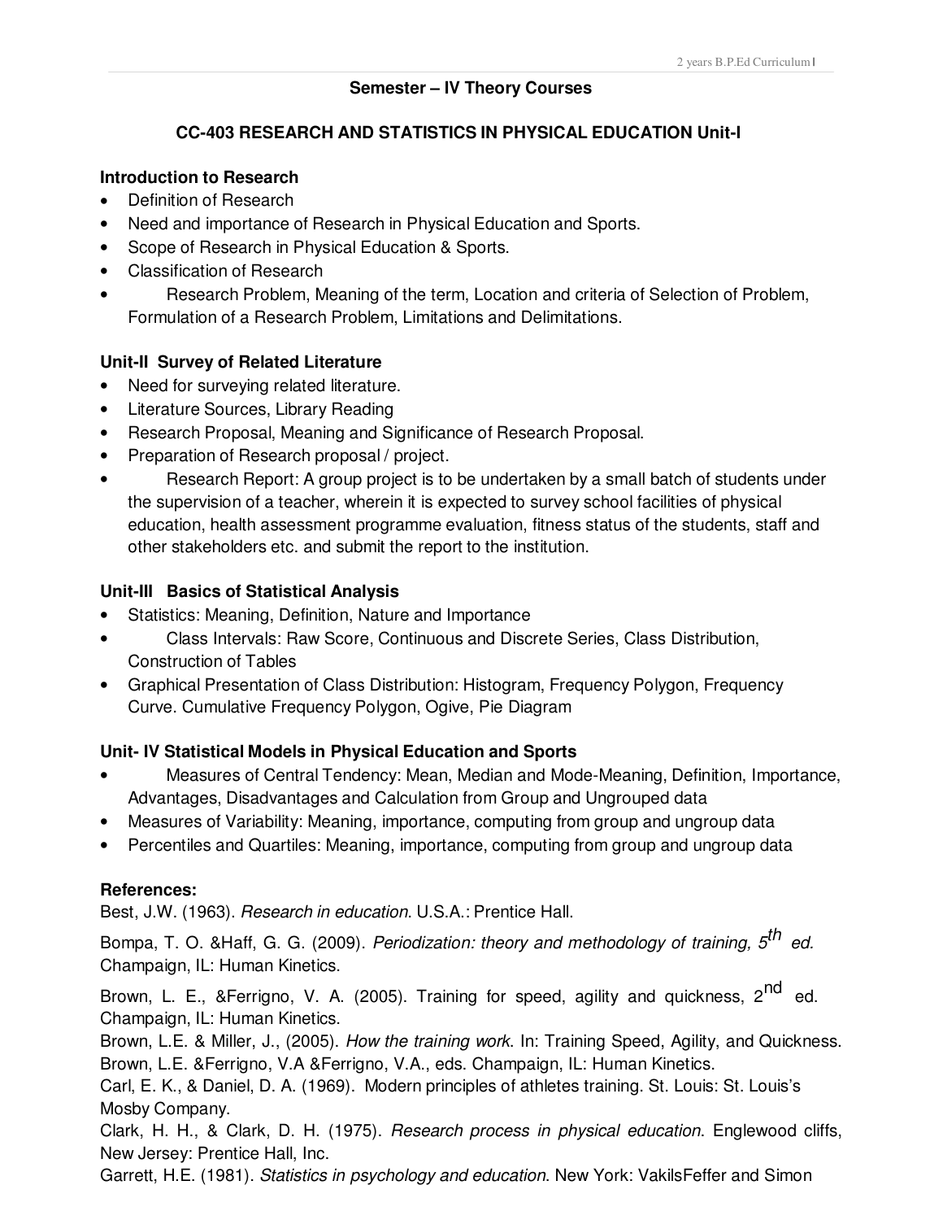## Semester – IV Theory Courses

### CC-403 RESEARCH AND STATISTICS IN PHYSICAL EDUCATION Unit-I

**Introduction to Research**

- Definition of Research
- Need and importance of Research in Physical Education and Sports.
- Scope of Research in Physical Education & Sports.
- Classification of Research
- Research Problem, Meaning of the term, Location and criteria of Selection of Problem, Formulation of a Research Problem, Limitations and Delimitations.

**Unit-II Survey of Related Literature**

- Need for surveying related literature.
- Literature Sources, Library Reading
- Research Proposal, Meaning and Significance of Research Proposal.
- Preparation of Research proposal / project.
- Research Report: A group project is to be undertaken by a small batch of students under the supervision of a teacher, wherein it is expected to survey school facilities of physical education, health assessment programme evaluation, fitness status of the students, staff and other stakeholders etc. and submit the report to the institution.

**Unit-III Basics of Statistical Analysis**

- Statistics: Meaning, Definition, Nature and Importance
- Class Intervals: Raw Score, Continuous and Discrete Series, Class Distribution, Construction of Tables
- Graphical Presentation of Class Distribution: Histogram, Frequency Polygon, Frequency Curve. Cumulative Frequency Polygon, Ogive, Pie Diagram

**Unit- IV Statistical Models in Physical Education and Sports**

- Measures of Central Tendency: Mean, Median and Mode-Meaning, Definition, Importance, Advantages, Disadvantages and Calculation from Group and Ungrouped data
- Measures of Variability: Meaning, importance, computing from group and ungroup data
- Percentiles and Quartiles: Meaning, importance, computing from group and ungroup data

**References:**

Best, J.W. (1963). *Research in education*. U.S.A.: Prentice Hall.

Bompa, T. O. &Haff, G. G. (2009). *Periodization: theory and methodology of training, 5th ed.* Champaign, IL: Human Kinetics.

Brown, L. E., &Ferrigno, V. A. (2005). Training for speed, agility and quickness, 2nd ed. Champaign, IL: Human Kinetics.

Brown, L.E. & Miller, J., (2005). *How the training work*. In: Training Speed, Agility, and Quickness. Brown, L.E. &Ferrigno, V.A &Ferrigno, V.A., eds. Champaign, IL: Human Kinetics.

Carl, E. K., & Daniel, D. A. (1969). Modern principles of athletes training. St. Louis: St. Louis's Mosby Company.

Clark, H. H., & Clark, D. H. (1975). *Research process in physical education*. Englewood cliffs, New Jersey: Prentice Hall, Inc.

Garrett, H.E. (1981). *Statistics in psychology and education*. New York: VakilsFeffer and Simon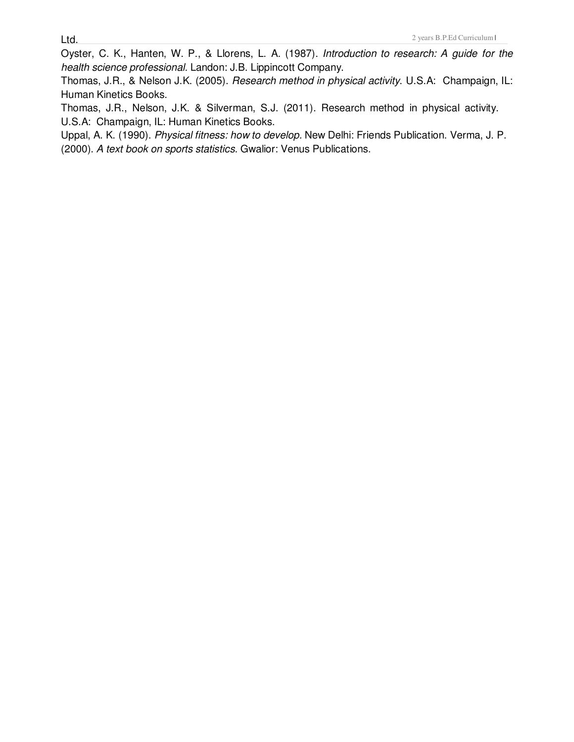Ltd.

Oyster, C. K., Hanten, W. P., & Llorens, L. A. (1987). *Introduction to research: A guide for the health science professional*. Landon: J.B. Lippincott Company.

Thomas, J.R., & Nelson J.K. (2005). *Research method in physical activity*. U.S.A: Champaign, IL: Human Kinetics Books.

Thomas, J.R., Nelson, J.K. & Silverman, S.J. (2011). Research method in physical activity. U.S.A: Champaign, IL: Human Kinetics Books.

Uppal, A. K. (1990). *Physical fitness: how to develop.* New Delhi: Friends Publication. Verma, J. P. (2000). *A text book on sports statistics.* Gwalior: Venus Publications.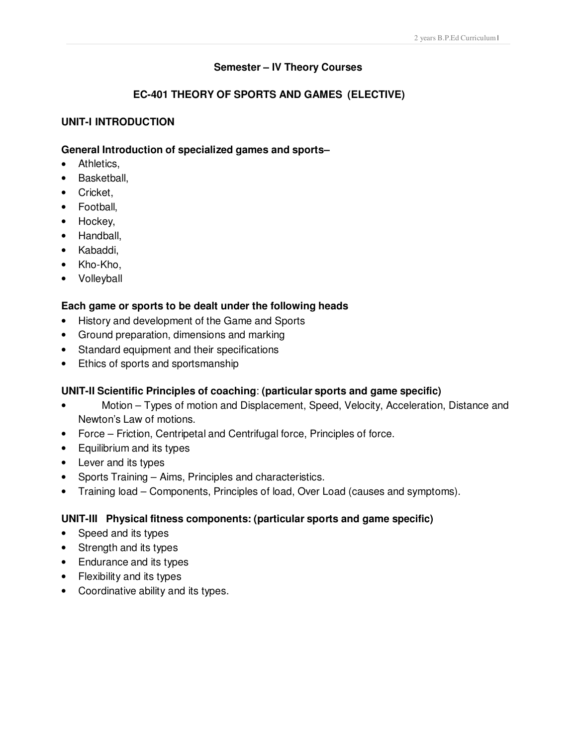## Semester – IV Theory Courses

## EC-401 THEORY OF SPORTS AND GAMES (ELECTIVE)

### UNIT-I INTRODUCTION

**General Introduction of specialized games and sports–**

- Athletics,
- Basketball,
- Cricket,
- Football,
- Hockey,
- Handball,
- Kabaddi,
- Kho-Kho,
- Volleyball

**Each game or sports to be dealt under the following heads**

- History and development of the Game and Sports
- Ground preparation, dimensions and marking
- Standard equipment and their specifications
- Ethics of sports and sportsmanship

### UNIT-II Scientific Principles of coaching: (particular sports and game specific)

- Motion – Types of motion and Displacement, Speed, Velocity, Acceleration, Distance and Newton's Law of motions.
- Force – Friction, Centripetal and Centrifugal force, Principles of force.
- Equilibrium and its types
- Lever and its types
- Sports Training – Aims, Principles and characteristics.
- Training load – Components, Principles of load, Over Load (causes and symptoms).

### UNIT-III Physical fitness components: (particular sports and game specific)

- Speed and its types
- Strength and its types
- Endurance and its types
- Flexibility and its types
- Coordinative ability and its types.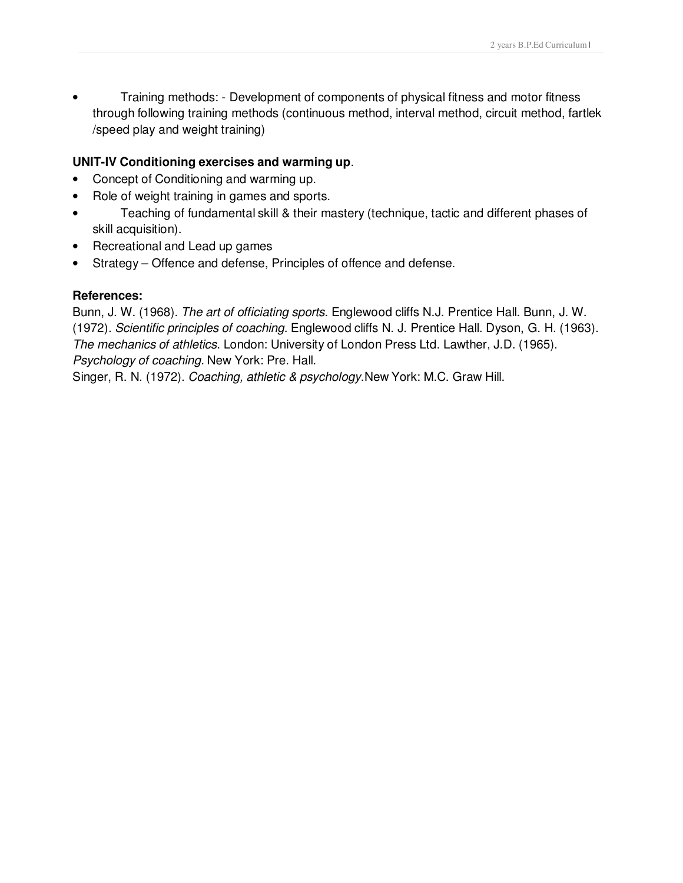- Training methods: - Development of components of physical fitness and motor fitness through following training methods (continuous method, interval method, circuit method, fartlek /speed play and weight training)

**UNIT-IV Conditioning exercises and warming up**.

- Concept of Conditioning and warming up.
- Role of weight training in games and sports.
- Teaching of fundamental skill & their mastery (technique, tactic and different phases of skill acquisition).
- Recreational and Lead up games
- Strategy – Offence and defense, Principles of offence and defense.

**References:**

Bunn, J. W. (1968). *The art of officiating sports*. Englewood cliffs N.J. Prentice Hall. Bunn, J. W. (1972). *Scientific principles of coaching.* Englewood cliffs N. J. Prentice Hall. Dyson, G. H. (1963). *The mechanics of athletics*. London: University of London Press Ltd. Lawther, J.D. (1965). *Psychology of coaching.* New York: Pre. Hall.

Singer, R. N. (1972). *Coaching, athletic & psychology*.New York: M.C. Graw Hill.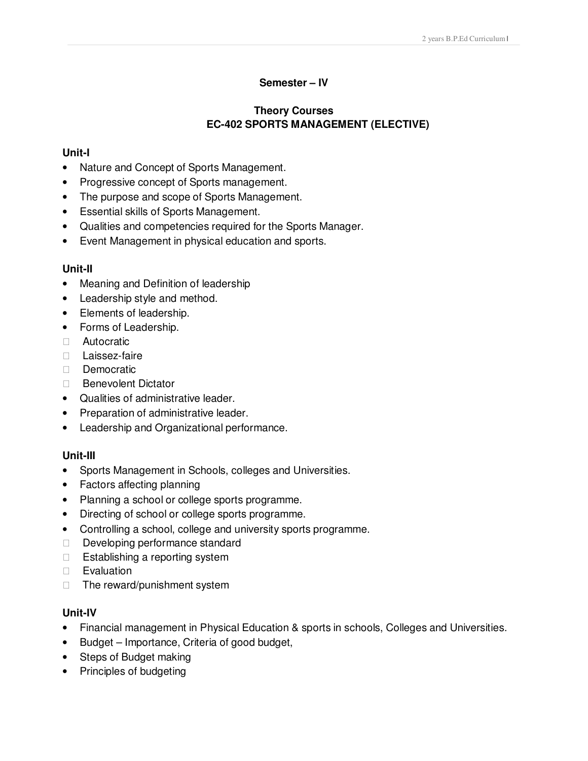## Semester – IV

### Theory Courses
### EC-402 SPORTS MANAGEMENT (ELECTIVE)

**Unit-I**

- Nature and Concept of Sports Management.
- Progressive concept of Sports management.
- The purpose and scope of Sports Management.
- Essential skills of Sports Management.
- Qualities and competencies required for the Sports Manager.
- Event Management in physical education and sports.

**Unit-II**

- Meaning and Definition of leadership
- Leadership style and method.
- Elements of leadership.
- Forms of Leadership.
  - Autocratic
  - Laissez-faire
  - Democratic
  - Benevolent Dictator
- Qualities of administrative leader.
- Preparation of administrative leader.
- Leadership and Organizational performance.

**Unit-III**

- Sports Management in Schools, colleges and Universities.
- Factors affecting planning
- Planning a school or college sports programme.
- Directing of school or college sports programme.
- Controlling a school, college and university sports programme.
  - Developing performance standard
  - Establishing a reporting system
  - Evaluation
  - The reward/punishment system

**Unit-IV**

- Financial management in Physical Education & sports in schools, Colleges and Universities.
- Budget – Importance, Criteria of good budget,
- Steps of Budget making
- Principles of budgeting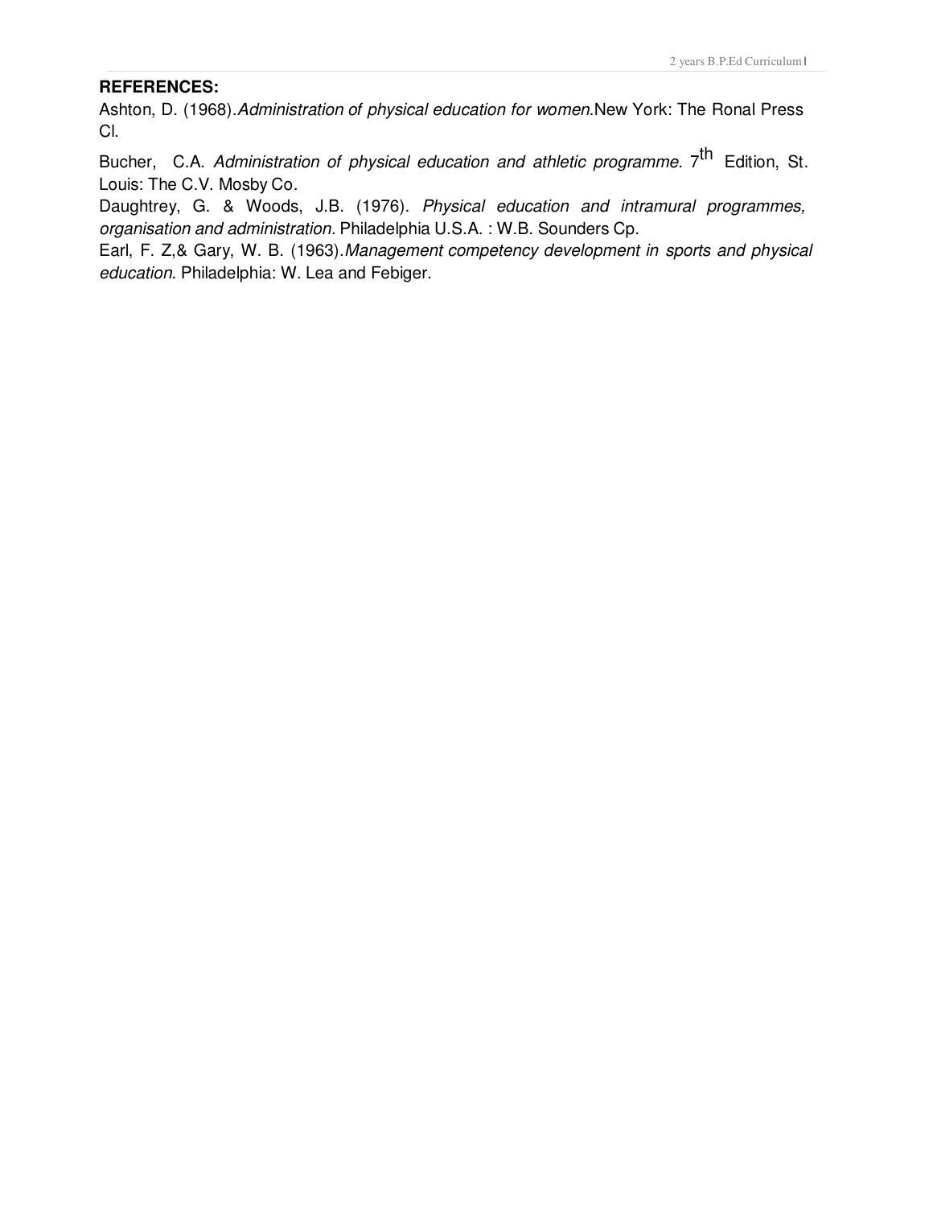**REFERENCES:**

Ashton, D. (1968).*Administration of physical education for women*.New York: The Ronal Press Cl.

Bucher, C.A. *Administration of physical education and athletic programme.* 7th Edition, St. Louis: The C.V. Mosby Co.

Daughtrey, G. & Woods, J.B. (1976). *Physical education and intramural programmes, organisation and administration.* Philadelphia U.S.A. : W.B. Sounders Cp.

Earl, F. Z,& Gary, W. B. (1963).*Management competency development in sports and physical education*. Philadelphia: W. Lea and Febiger.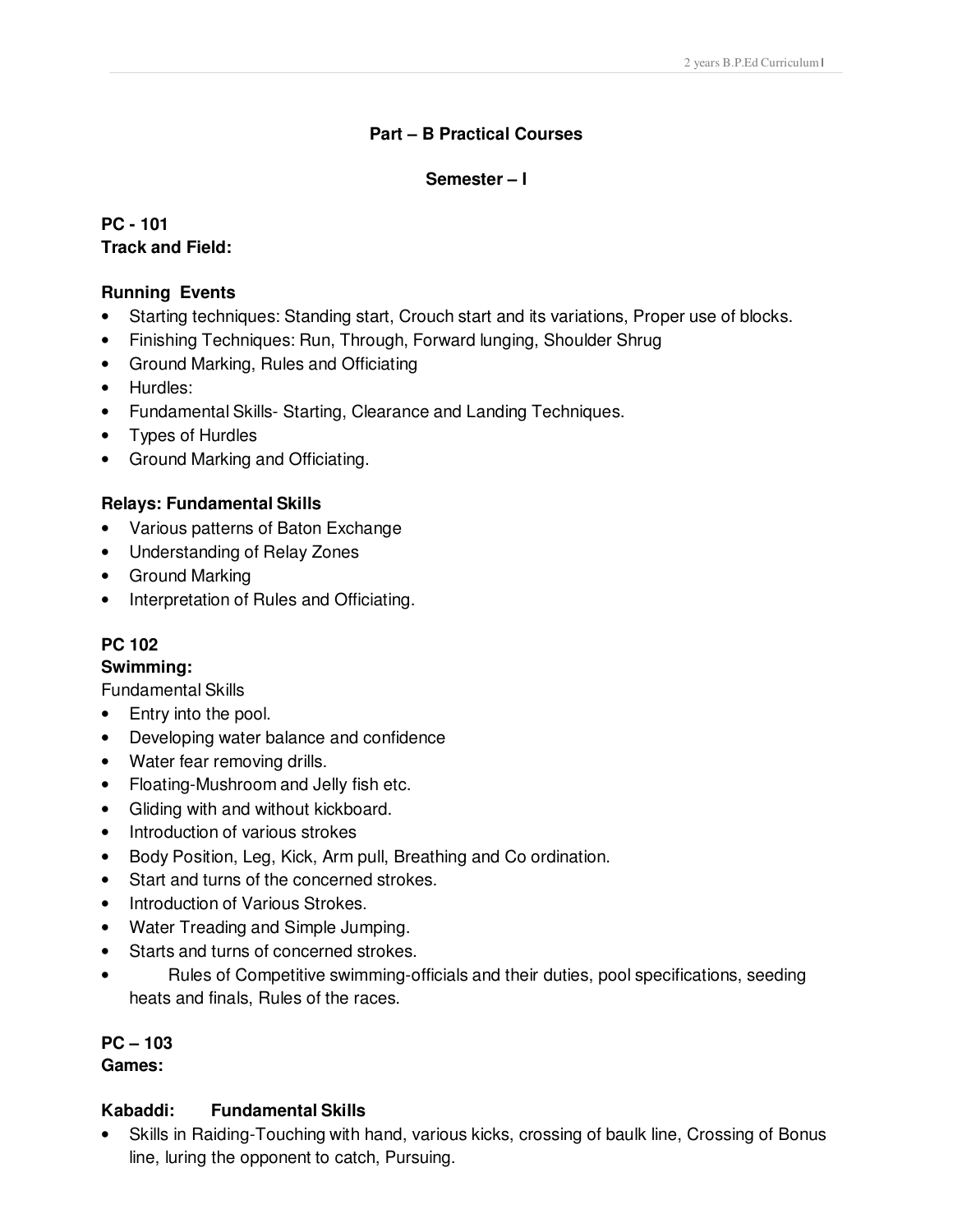## Part – B Practical Courses

### Semester – I

**PC - 101**
**Track and Field:**

**Running Events**

- Starting techniques: Standing start, Crouch start and its variations, Proper use of blocks.
- Finishing Techniques: Run, Through, Forward lunging, Shoulder Shrug
- Ground Marking, Rules and Officiating
- Hurdles:
- Fundamental Skills- Starting, Clearance and Landing Techniques.
- Types of Hurdles
- Ground Marking and Officiating.

**Relays: Fundamental Skills**

- Various patterns of Baton Exchange
- Understanding of Relay Zones
- Ground Marking
- Interpretation of Rules and Officiating.

**PC 102**
**Swimming:**
Fundamental Skills

- Entry into the pool.
- Developing water balance and confidence
- Water fear removing drills.
- Floating-Mushroom and Jelly fish etc.
- Gliding with and without kickboard.
- Introduction of various strokes
- Body Position, Leg, Kick, Arm pull, Breathing and Co ordination.
- Start and turns of the concerned strokes.
- Introduction of Various Strokes.
- Water Treading and Simple Jumping.
- Starts and turns of concerned strokes.
- Rules of Competitive swimming-officials and their duties, pool specifications, seeding heats and finals, Rules of the races.

**PC – 103**
**Games:**

**Kabaddi: Fundamental Skills**

- Skills in Raiding-Touching with hand, various kicks, crossing of baulk line, Crossing of Bonus line, luring the opponent to catch, Pursuing.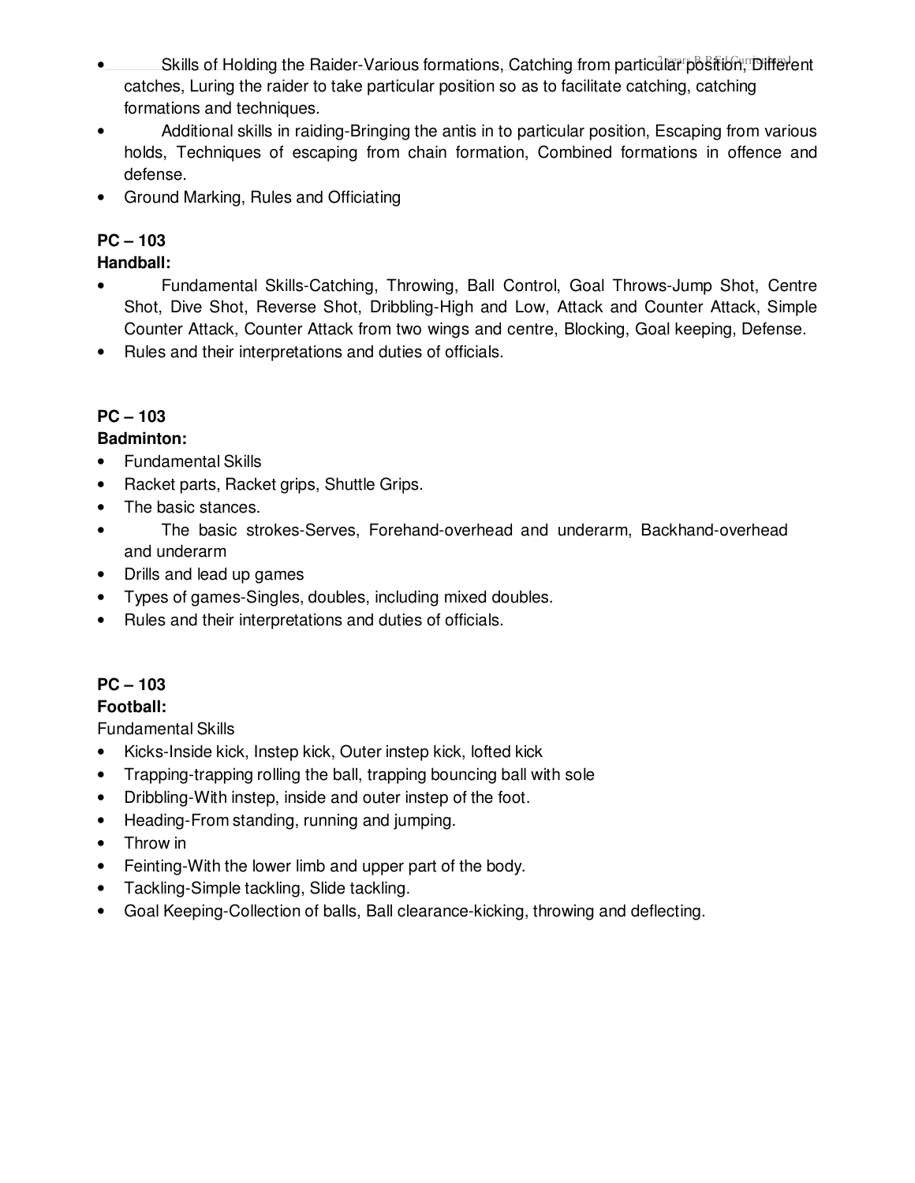- Skills of Holding the Raider-Various formations, Catching from particular position, Different catches, Luring the raider to take particular position so as to facilitate catching, catching formations and techniques.
- Additional skills in raiding-Bringing the antis in to particular position, Escaping from various holds, Techniques of escaping from chain formation, Combined formations in offence and defense.
- Ground Marking, Rules and Officiating

**PC – 103**

**Handball:**

- Fundamental Skills-Catching, Throwing, Ball Control, Goal Throws-Jump Shot, Centre Shot, Dive Shot, Reverse Shot, Dribbling-High and Low, Attack and Counter Attack, Simple Counter Attack, Counter Attack from two wings and centre, Blocking, Goal keeping, Defense.
- Rules and their interpretations and duties of officials.

**PC – 103**

**Badminton:**

- Fundamental Skills
- Racket parts, Racket grips, Shuttle Grips.
- The basic stances.
- The basic strokes-Serves, Forehand-overhead and underarm, Backhand-overhead and underarm
- Drills and lead up games
- Types of games-Singles, doubles, including mixed doubles.
- Rules and their interpretations and duties of officials.

**PC – 103**

**Football:**

Fundamental Skills

- Kicks-Inside kick, Instep kick, Outer instep kick, lofted kick
- Trapping-trapping rolling the ball, trapping bouncing ball with sole
- Dribbling-With instep, inside and outer instep of the foot.
- Heading-From standing, running and jumping.
- Throw in
- Feinting-With the lower limb and upper part of the body.
- Tackling-Simple tackling, Slide tackling.
- Goal Keeping-Collection of balls, Ball clearance-kicking, throwing and deflecting.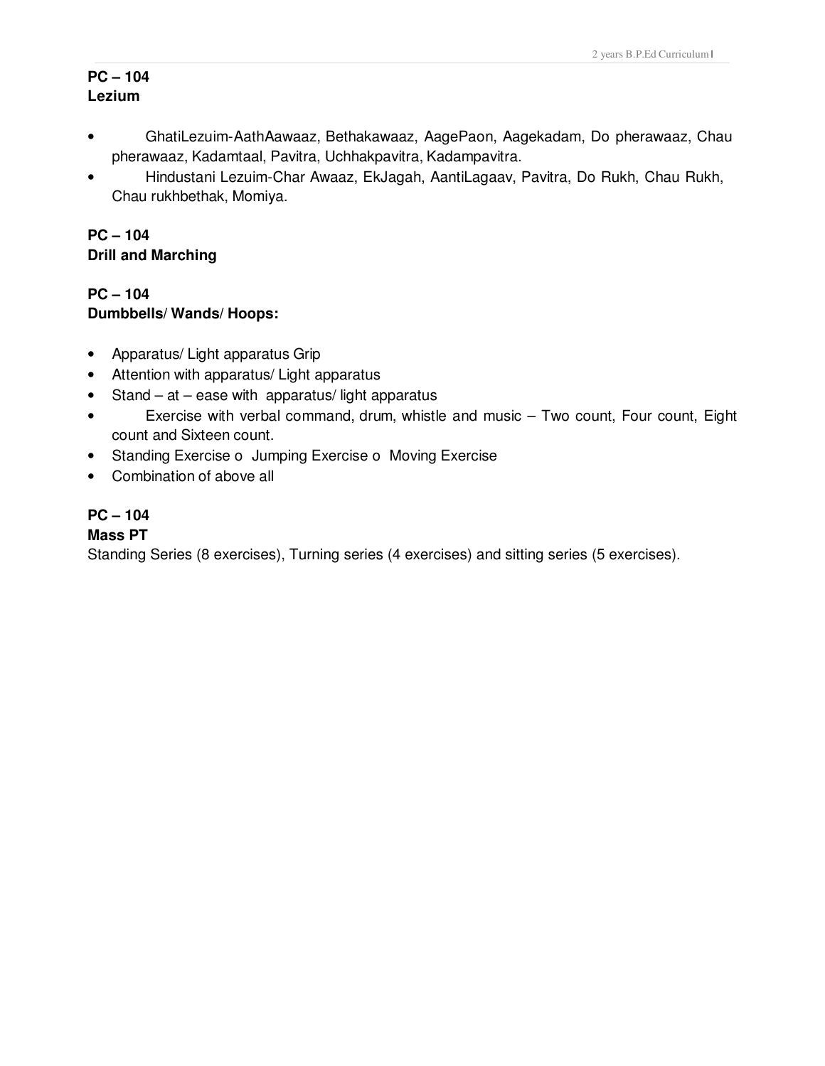**PC – 104**
**Lezium**

- GhatiLezuim-AathAawaaz, Bethakawaaz, AagePaon, Aagekadam, Do pherawaaz, Chau pherawaaz, Kadamtaal, Pavitra, Uchhakpavitra, Kadampavitra.
- Hindustani Lezuim-Char Awaaz, EkJagah, AantiLagaav, Pavitra, Do Rukh, Chau Rukh, Chau rukhbethak, Momiya.

**PC – 104**
**Drill and Marching**

**PC – 104**
**Dumbbells/ Wands/ Hoops:**

- Apparatus/ Light apparatus Grip
- Attention with apparatus/ Light apparatus
- Stand – at – ease with apparatus/ light apparatus
- Exercise with verbal command, drum, whistle and music – Two count, Four count, Eight count and Sixteen count.
- Standing Exercise o Jumping Exercise o Moving Exercise
- Combination of above all

**PC – 104**
**Mass PT**
Standing Series (8 exercises), Turning series (4 exercises) and sitting series (5 exercises).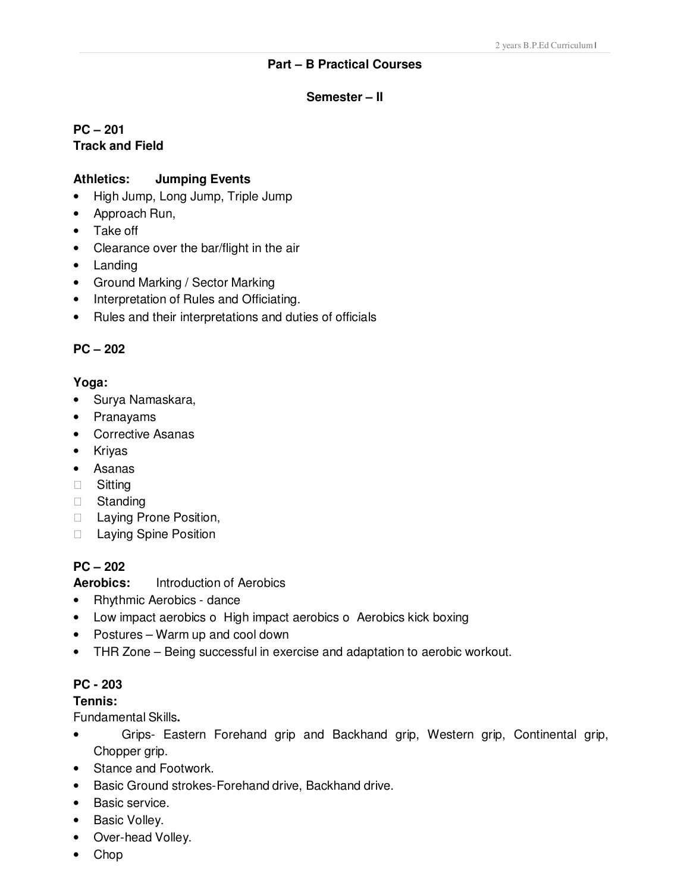## Part – B Practical Courses

### Semester – II

**PC – 201**
**Track and Field**

**Athletics: Jumping Events**

- High Jump, Long Jump, Triple Jump
- Approach Run,
- Take off
- Clearance over the bar/flight in the air
- Landing
- Ground Marking / Sector Marking
- Interpretation of Rules and Officiating.
- Rules and their interpretations and duties of officials

**PC – 202**

**Yoga:**

- Surya Namaskara,
- Pranayams
- Corrective Asanas
- Kriyas
- Asanas
  - Sitting
  - Standing
  - Laying Prone Position,
  - Laying Spine Position

**PC – 202**
**Aerobics:** Introduction of Aerobics

- Rhythmic Aerobics - dance
- Low impact aerobics o High impact aerobics o Aerobics kick boxing
- Postures – Warm up and cool down
- THR Zone – Being successful in exercise and adaptation to aerobic workout.

**PC - 203**
**Tennis:**
Fundamental Skills**.**

- Grips- Eastern Forehand grip and Backhand grip, Western grip, Continental grip, Chopper grip.
- Stance and Footwork.
- Basic Ground strokes-Forehand drive, Backhand drive.
- Basic service.
- Basic Volley.
- Over-head Volley.
- Chop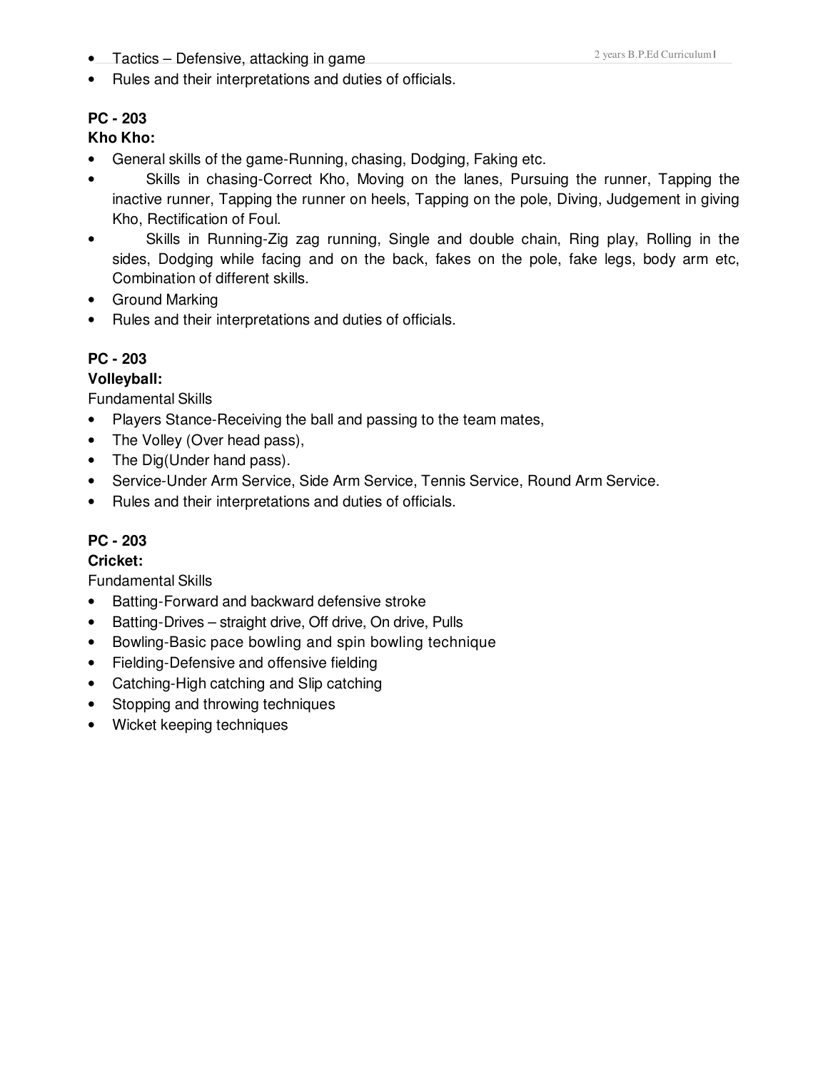- Tactics – Defensive, attacking in game
- Rules and their interpretations and duties of officials.

**PC - 203**

**Kho Kho:**

- General skills of the game-Running, chasing, Dodging, Faking etc.
- Skills in chasing-Correct Kho, Moving on the lanes, Pursuing the runner, Tapping the inactive runner, Tapping the runner on heels, Tapping on the pole, Diving, Judgement in giving Kho, Rectification of Foul.
- Skills in Running-Zig zag running, Single and double chain, Ring play, Rolling in the sides, Dodging while facing and on the back, fakes on the pole, fake legs, body arm etc, Combination of different skills.
- Ground Marking
- Rules and their interpretations and duties of officials.

**PC - 203**

**Volleyball:**

Fundamental Skills

- Players Stance-Receiving the ball and passing to the team mates,
- The Volley (Over head pass),
- The Dig(Under hand pass).
- Service-Under Arm Service, Side Arm Service, Tennis Service, Round Arm Service.
- Rules and their interpretations and duties of officials.

**PC - 203**

**Cricket:**

Fundamental Skills

- Batting-Forward and backward defensive stroke
- Batting-Drives – straight drive, Off drive, On drive, Pulls
- Bowling-Basic pace bowling and spin bowling technique
- Fielding-Defensive and offensive fielding
- Catching-High catching and Slip catching
- Stopping and throwing techniques
- Wicket keeping techniques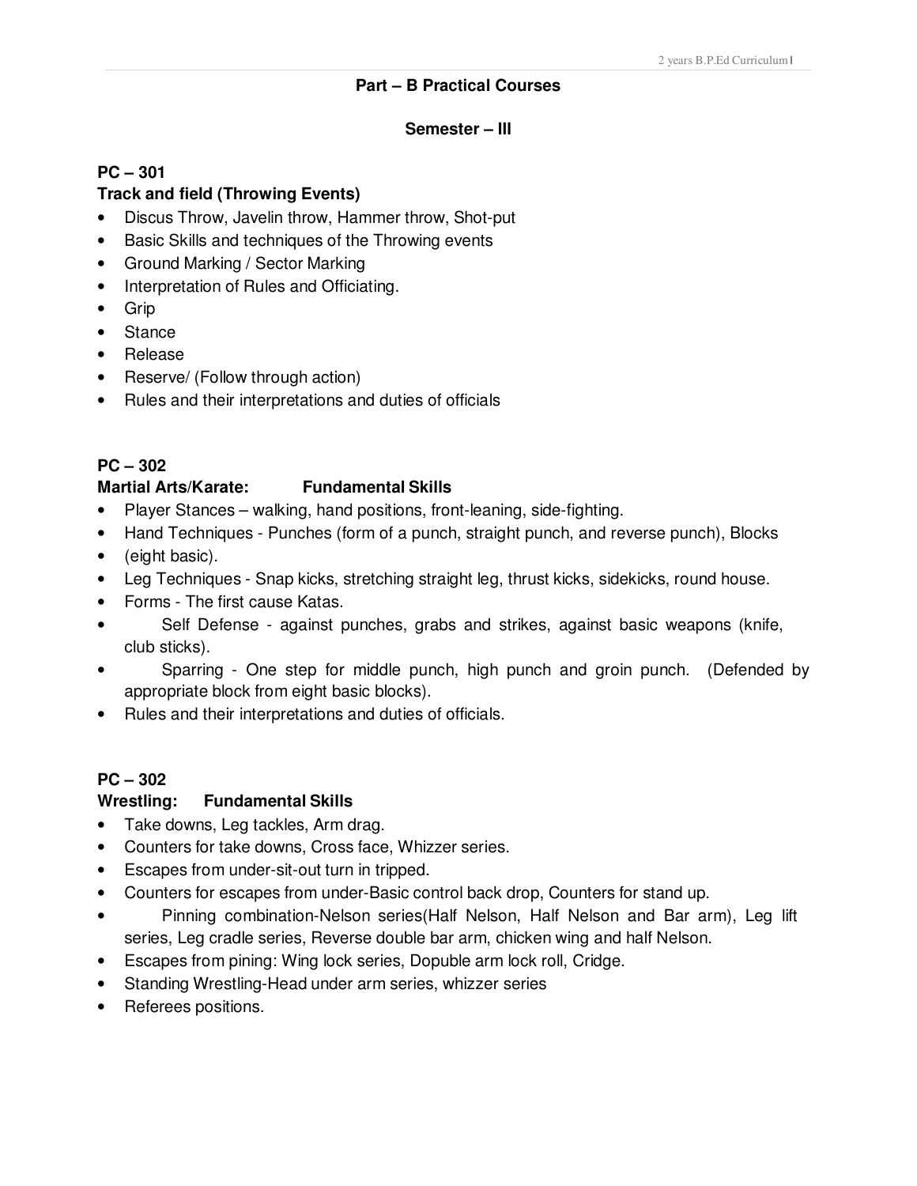## Part – B Practical Courses

### Semester – III

**PC – 301**
**Track and field (Throwing Events)**

- Discus Throw, Javelin throw, Hammer throw, Shot-put
- Basic Skills and techniques of the Throwing events
- Ground Marking / Sector Marking
- Interpretation of Rules and Officiating.
- Grip
- Stance
- Release
- Reserve/ (Follow through action)
- Rules and their interpretations and duties of officials

**PC – 302**
**Martial Arts/Karate: Fundamental Skills**

- Player Stances – walking, hand positions, front-leaning, side-fighting.
- Hand Techniques - Punches (form of a punch, straight punch, and reverse punch), Blocks
- (eight basic).
- Leg Techniques - Snap kicks, stretching straight leg, thrust kicks, sidekicks, round house.
- Forms - The first cause Katas.
- Self Defense - against punches, grabs and strikes, against basic weapons (knife, club sticks).
- Sparring - One step for middle punch, high punch and groin punch. (Defended by appropriate block from eight basic blocks).
- Rules and their interpretations and duties of officials.

**PC – 302**
**Wrestling: Fundamental Skills**

- Take downs, Leg tackles, Arm drag.
- Counters for take downs, Cross face, Whizzer series.
- Escapes from under-sit-out turn in tripped.
- Counters for escapes from under-Basic control back drop, Counters for stand up.
- Pinning combination-Nelson series(Half Nelson, Half Nelson and Bar arm), Leg lift series, Leg cradle series, Reverse double bar arm, chicken wing and half Nelson.
- Escapes from pining: Wing lock series, Dopuble arm lock roll, Cridge.
- Standing Wrestling-Head under arm series, whizzer series
- Referees positions.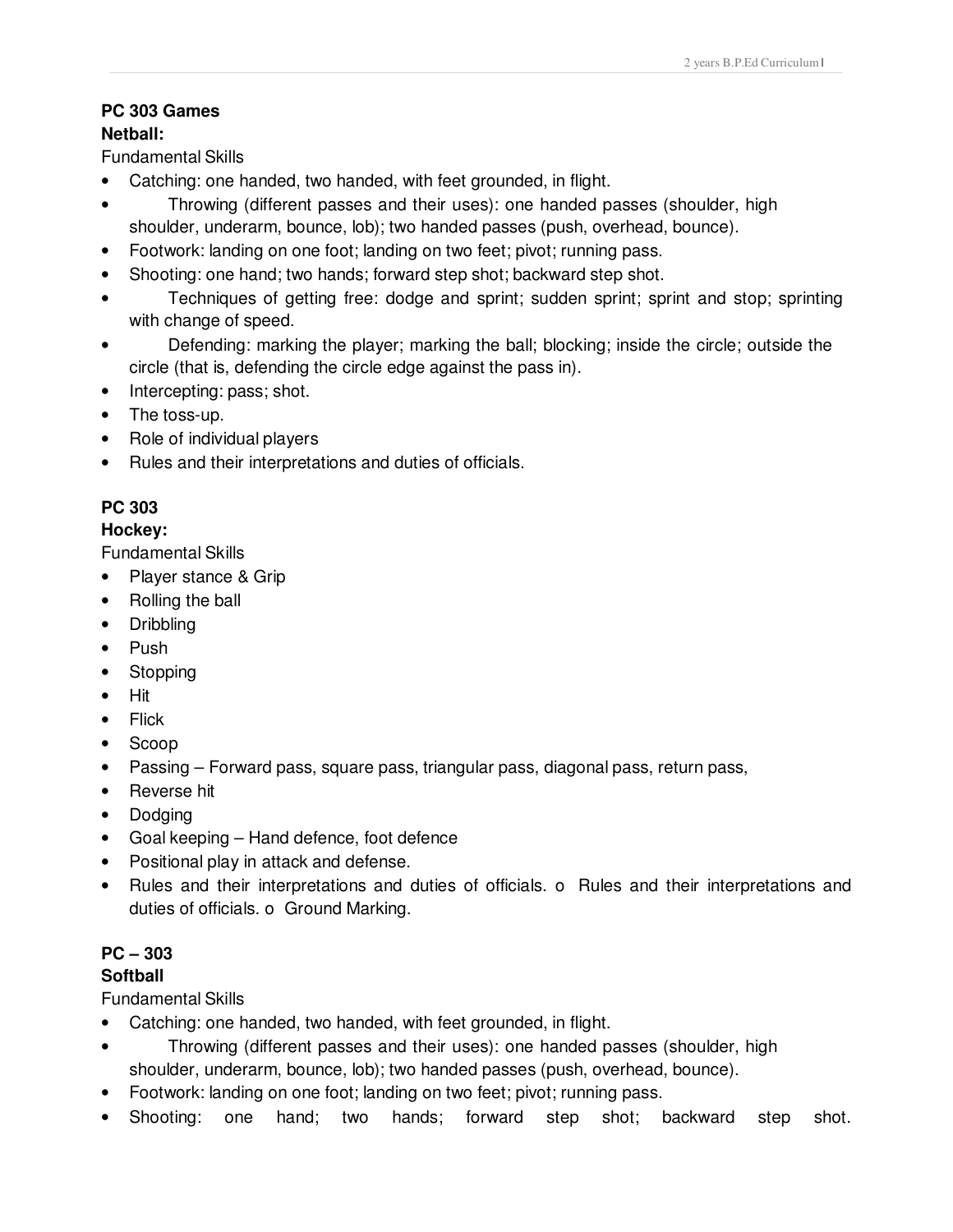**PC 303 Games**

**Netball:**

Fundamental Skills

- Catching: one handed, two handed, with feet grounded, in flight.
- Throwing (different passes and their uses): one handed passes (shoulder, high shoulder, underarm, bounce, lob); two handed passes (push, overhead, bounce).
- Footwork: landing on one foot; landing on two feet; pivot; running pass.
- Shooting: one hand; two hands; forward step shot; backward step shot.
- Techniques of getting free: dodge and sprint; sudden sprint; sprint and stop; sprinting with change of speed.
- Defending: marking the player; marking the ball; blocking; inside the circle; outside the circle (that is, defending the circle edge against the pass in).
- Intercepting: pass; shot.
- The toss-up.
- Role of individual players
- Rules and their interpretations and duties of officials.

**PC 303**

**Hockey:**

Fundamental Skills

- Player stance & Grip
- Rolling the ball
- Dribbling
- Push
- Stopping
- Hit
- Flick
- Scoop
- Passing – Forward pass, square pass, triangular pass, diagonal pass, return pass,
- Reverse hit
- Dodging
- Goal keeping – Hand defence, foot defence
- Positional play in attack and defense.
- Rules and their interpretations and duties of officials. o Rules and their interpretations and duties of officials. o Ground Marking.

**PC – 303**

**Softball**

Fundamental Skills

- Catching: one handed, two handed, with feet grounded, in flight.
- Throwing (different passes and their uses): one handed passes (shoulder, high shoulder, underarm, bounce, lob); two handed passes (push, overhead, bounce).
- Footwork: landing on one foot; landing on two feet; pivot; running pass.
- Shooting: one hand; two hands; forward step shot; backward step shot.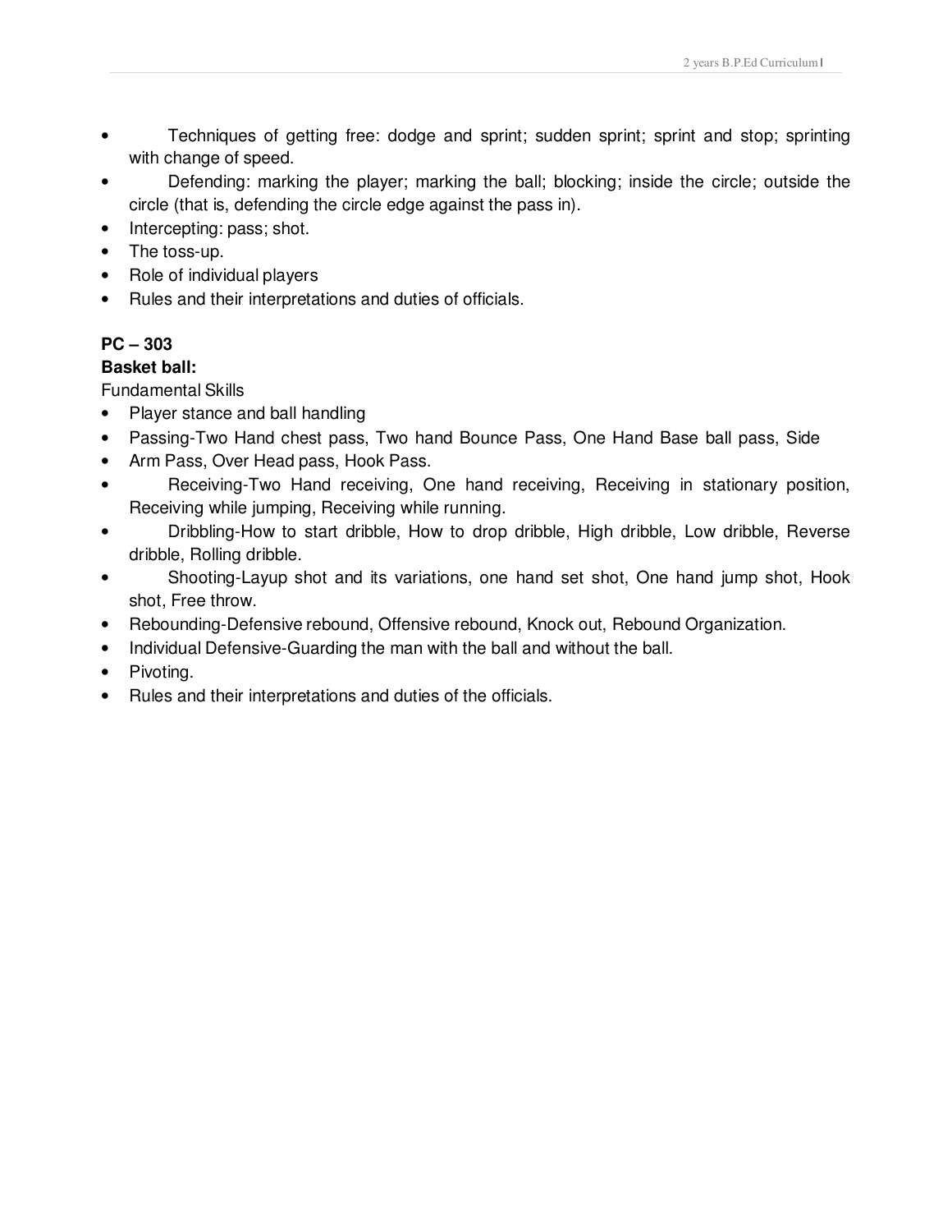- Techniques of getting free: dodge and sprint; sudden sprint; sprint and stop; sprinting with change of speed.
- Defending: marking the player; marking the ball; blocking; inside the circle; outside the circle (that is, defending the circle edge against the pass in).
- Intercepting: pass; shot.
- The toss-up.
- Role of individual players
- Rules and their interpretations and duties of officials.

**PC – 303**

**Basket ball:**

Fundamental Skills

- Player stance and ball handling
- Passing-Two Hand chest pass, Two hand Bounce Pass, One Hand Base ball pass, Side
- Arm Pass, Over Head pass, Hook Pass.
- Receiving-Two Hand receiving, One hand receiving, Receiving in stationary position, Receiving while jumping, Receiving while running.
- Dribbling-How to start dribble, How to drop dribble, High dribble, Low dribble, Reverse dribble, Rolling dribble.
- Shooting-Layup shot and its variations, one hand set shot, One hand jump shot, Hook shot, Free throw.
- Rebounding-Defensive rebound, Offensive rebound, Knock out, Rebound Organization.
- Individual Defensive-Guarding the man with the ball and without the ball.
- Pivoting.
- Rules and their interpretations and duties of the officials.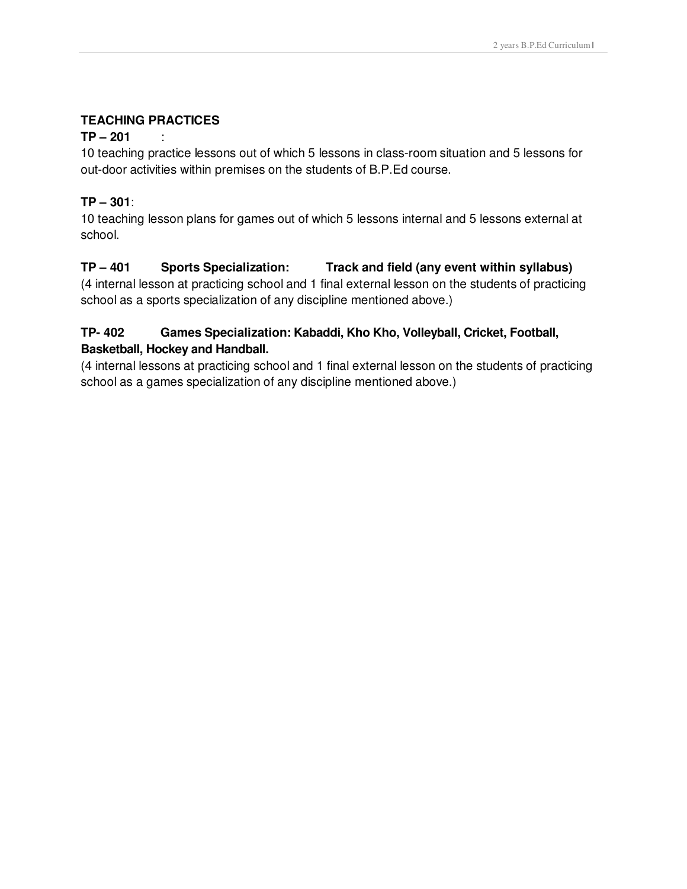## TEACHING PRACTICES

**TP – 201** :

10 teaching practice lessons out of which 5 lessons in class-room situation and 5 lessons for out-door activities within premises on the students of B.P.Ed course.

**TP – 301**:

10 teaching lesson plans for games out of which 5 lessons internal and 5 lessons external at school.

**TP – 401 Sports Specialization: Track and field (any event within syllabus)**

(4 internal lesson at practicing school and 1 final external lesson on the students of practicing school as a sports specialization of any discipline mentioned above.)

**TP- 402 Games Specialization: Kabaddi, Kho Kho, Volleyball, Cricket, Football, Basketball, Hockey and Handball.**

(4 internal lessons at practicing school and 1 final external lesson on the students of practicing school as a games specialization of any discipline mentioned above.)